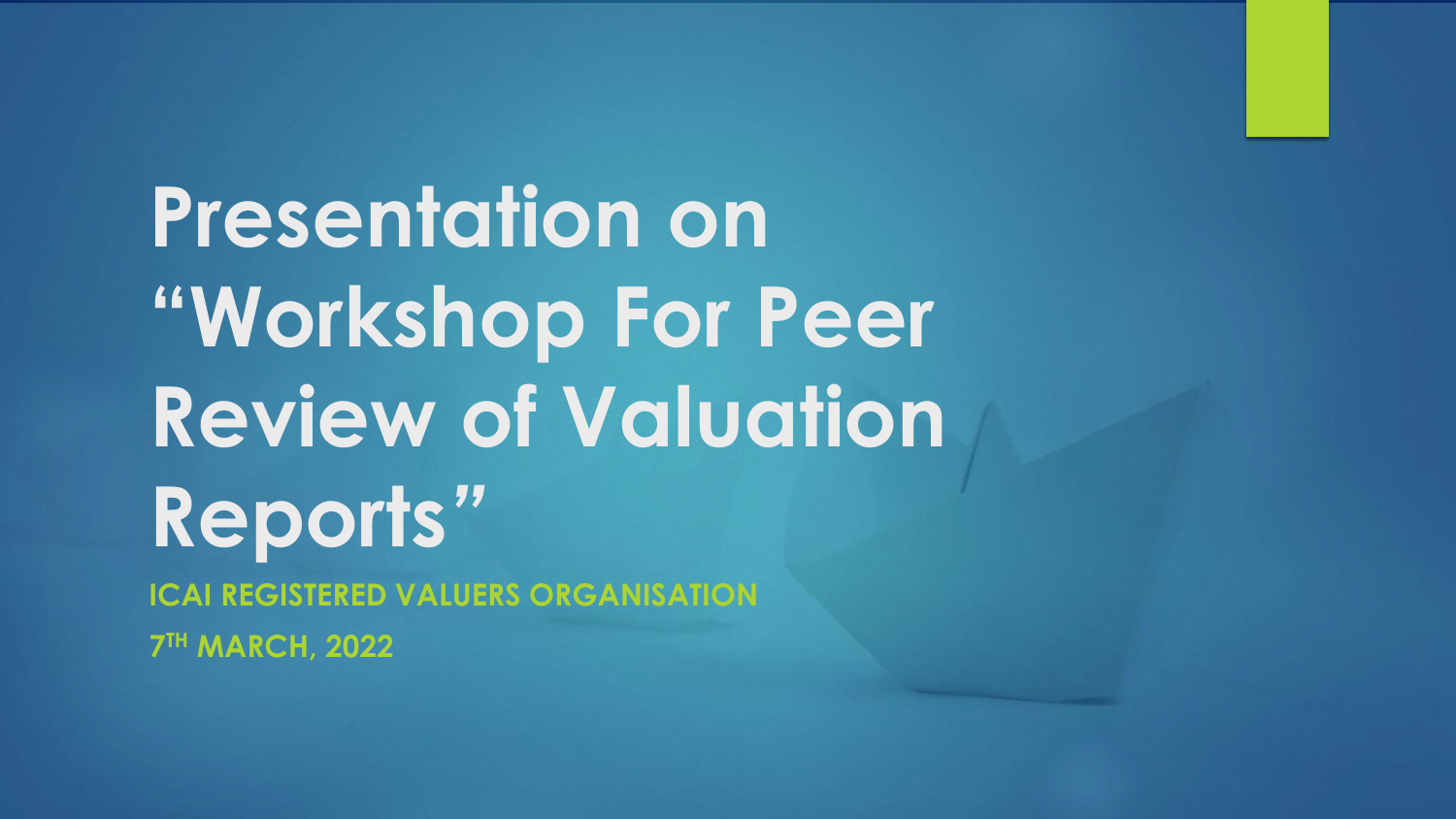# Presentation on "Workshop For Peer Review of Valuation Reports"

**ICAI REGISTERED VALUERS ORGANISATION**

**7TH MARCH, 2022**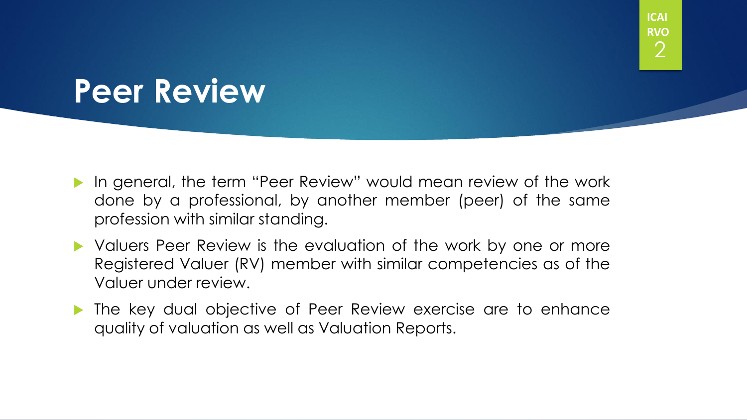# Peer Review

- In general, the term "Peer Review" would mean review of the work done by a professional, by another member (peer) of the same profession with similar standing.
- Valuers Peer Review is the evaluation of the work by one or more Registered Valuer (RV) member with similar competencies as of the Valuer under review.
- The key dual objective of Peer Review exercise are to enhance quality of valuation as well as Valuation Reports.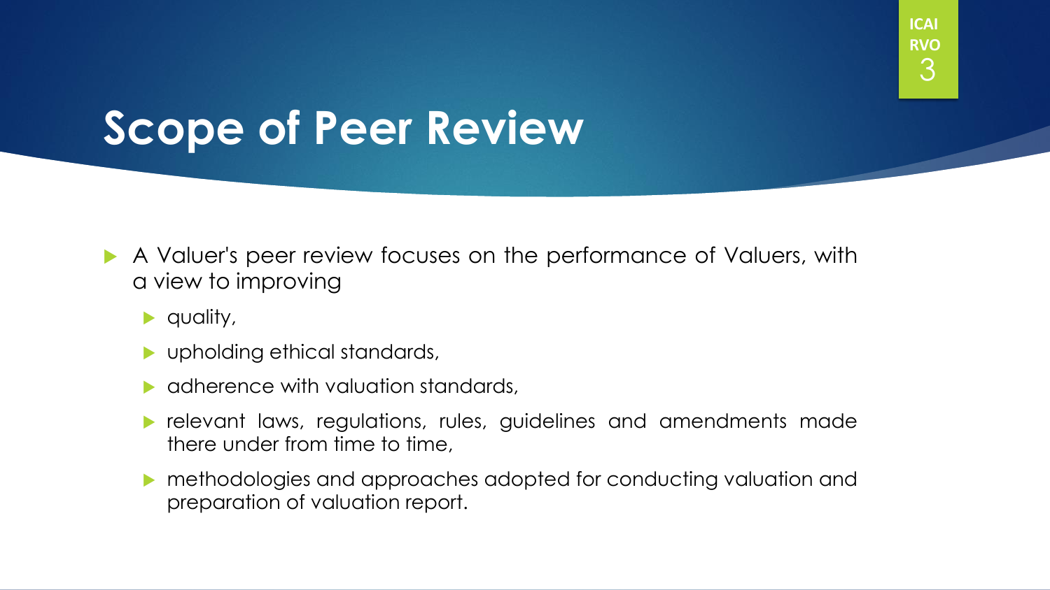# Scope of Peer Review

- A Valuer's peer review focuses on the performance of Valuers, with a view to improving
  - quality,
  - upholding ethical standards,
  - adherence with valuation standards,
  - relevant laws, regulations, rules, guidelines and amendments made there under from time to time,
  - methodologies and approaches adopted for conducting valuation and preparation of valuation report.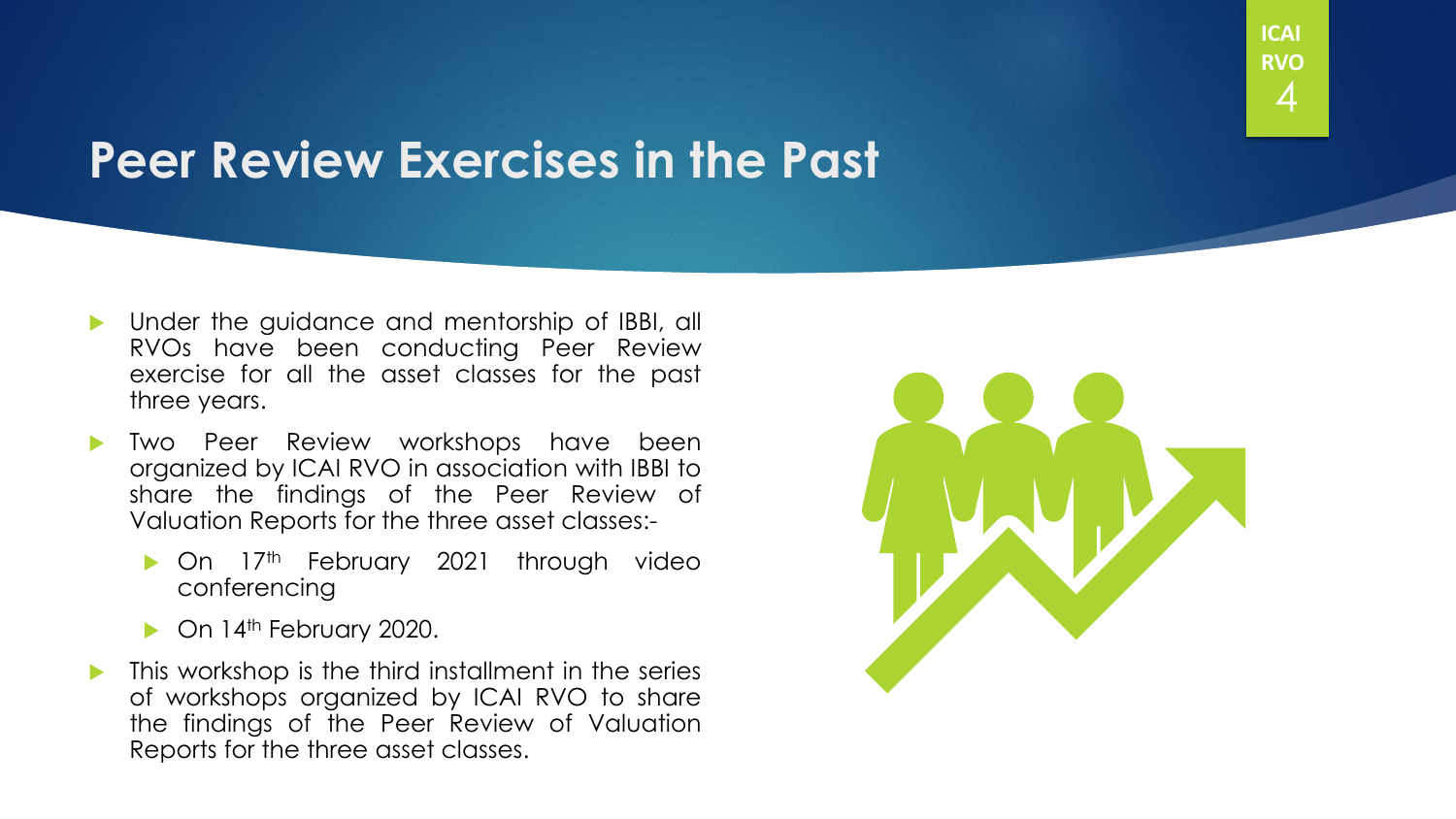# Peer Review Exercises in the Past

- Under the guidance and mentorship of IBBI, all RVOs have been conducting Peer Review exercise for all the asset classes for the past three years.
- Two Peer Review workshops have been organized by ICAI RVO in association with IBBI to share the findings of the Peer Review of Valuation Reports for the three asset classes:-
  - On 17th February 2021 through video conferencing
  - On 14th February 2020.
- This workshop is the third installment in the series of workshops organized by ICAI RVO to share the findings of the Peer Review of Valuation Reports for the three asset classes.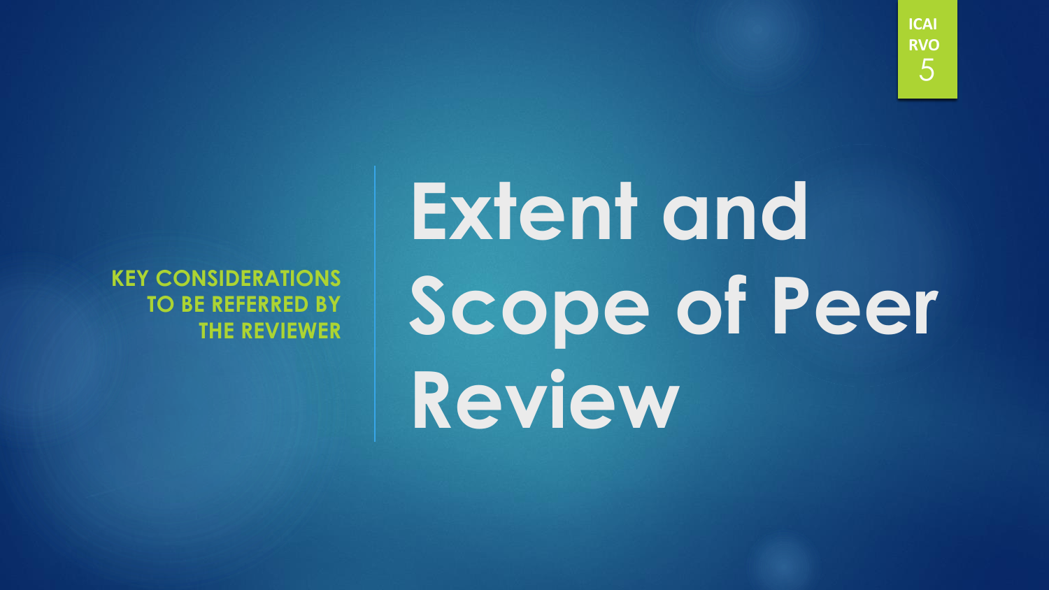# Extent and Scope of Peer Review

**KEY CONSIDERATIONS TO BE REFERRED BY THE REVIEWER**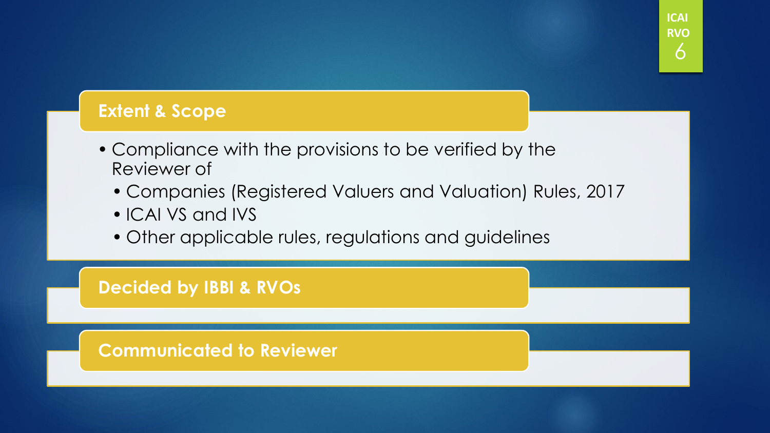## Extent & Scope

- Compliance with the provisions to be verified by the Reviewer of
  - Companies (Registered Valuers and Valuation) Rules, 2017
  - ICAI VS and IVS
  - Other applicable rules, regulations and guidelines

## Decided by IBBI & RVOs

## Communicated to Reviewer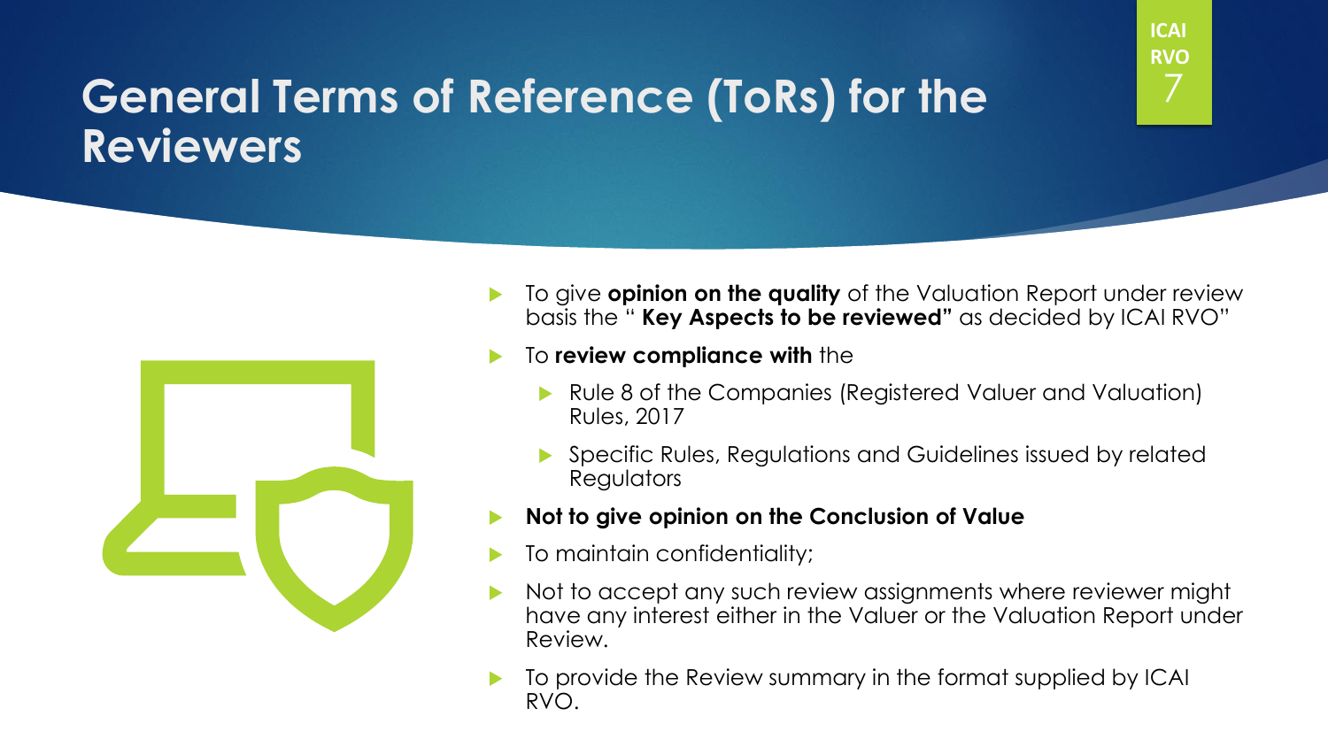# General Terms of Reference (ToRs) for the Reviewers

- To give **opinion on the quality** of the Valuation Report under review basis the " **Key Aspects to be reviewed"** as decided by ICAI RVO"
- To **review compliance with** the
  - Rule 8 of the Companies (Registered Valuer and Valuation) Rules, 2017
  - Specific Rules, Regulations and Guidelines issued by related Regulators
- **Not to give opinion on the Conclusion of Value**
- To maintain confidentiality;
- Not to accept any such review assignments where reviewer might have any interest either in the Valuer or the Valuation Report under Review.
- To provide the Review summary in the format supplied by ICAI RVO.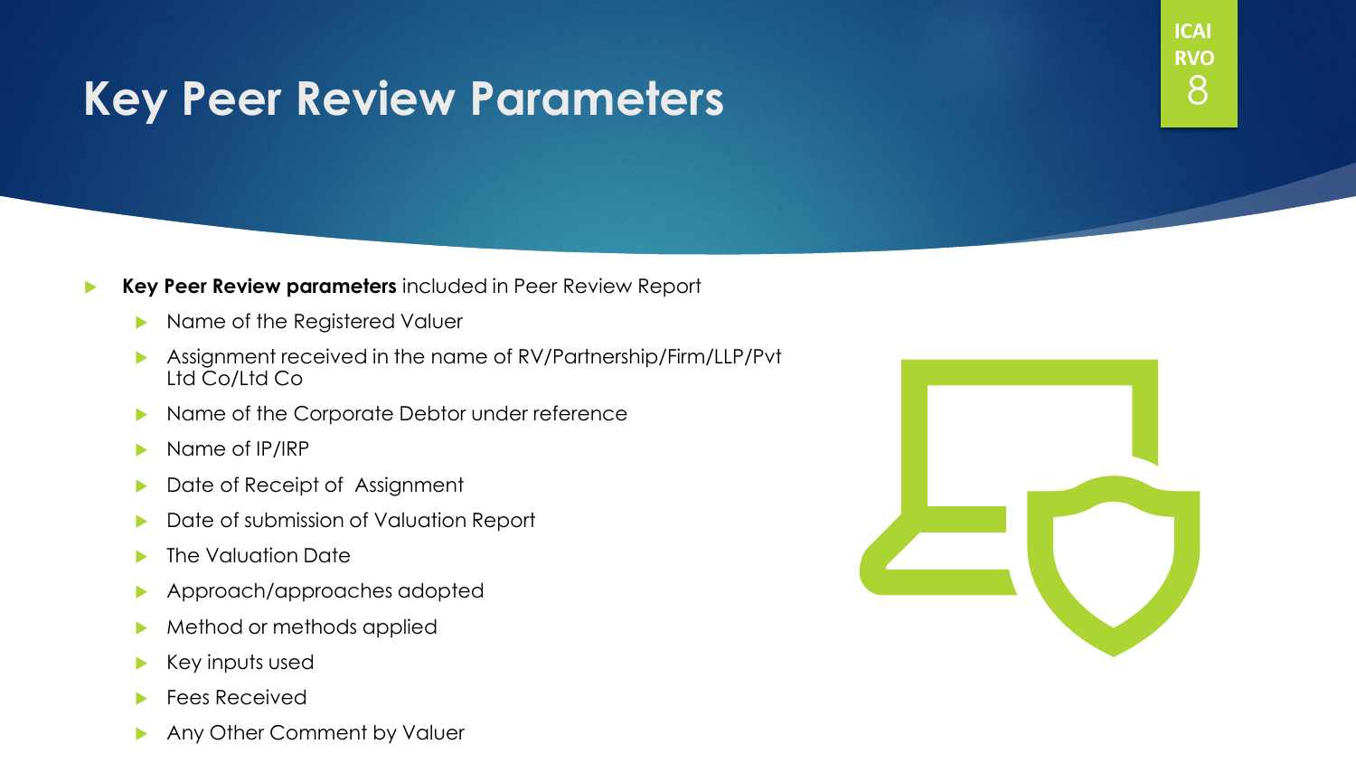# Key Peer Review Parameters

- **Key Peer Review parameters** included in Peer Review Report
  - Name of the Registered Valuer
  - Assignment received in the name of RV/Partnership/Firm/LLP/Pvt Ltd Co/Ltd Co
  - Name of the Corporate Debtor under reference
  - Name of IP/IRP
  - Date of Receipt of Assignment
  - Date of submission of Valuation Report
  - The Valuation Date
  - Approach/approaches adopted
  - Method or methods applied
  - Key inputs used
  - Fees Received
  - Any Other Comment by Valuer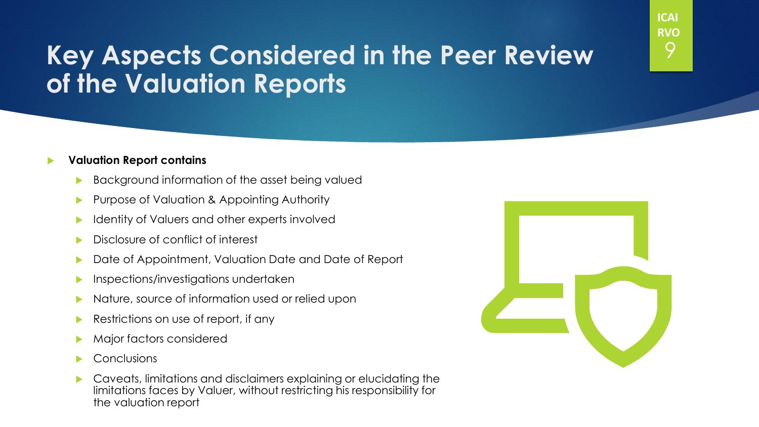# Key Aspects Considered in the Peer Review of the Valuation Reports

- **Valuation Report contains**
  - Background information of the asset being valued
  - Purpose of Valuation & Appointing Authority
  - Identity of Valuers and other experts involved
  - Disclosure of conflict of interest
  - Date of Appointment, Valuation Date and Date of Report
  - Inspections/investigations undertaken
  - Nature, source of information used or relied upon
  - Restrictions on use of report, if any
  - Major factors considered
  - Conclusions
  - Caveats, limitations and disclaimers explaining or elucidating the limitations faces by Valuer, without restricting his responsibility for the valuation report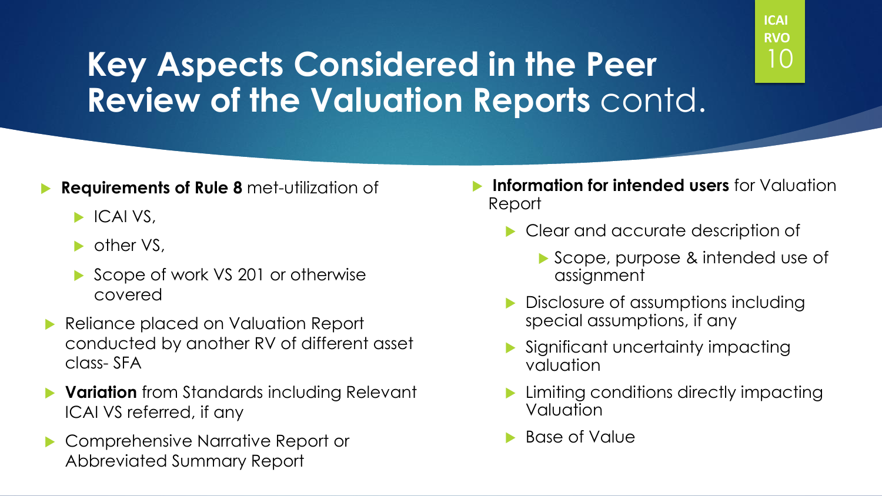# **Key Aspects Considered in the Peer Review of the Valuation Reports** contd.

- **Requirements of Rule 8** met-utilization of
  - ICAI VS,
  - other VS,
  - Scope of work VS 201 or otherwise covered
- Reliance placed on Valuation Report conducted by another RV of different asset class- SFA
- **Variation** from Standards including Relevant ICAI VS referred, if any
- Comprehensive Narrative Report or Abbreviated Summary Report

- **Information for intended users** for Valuation Report
  - Clear and accurate description of
    - Scope, purpose & intended use of assignment
  - Disclosure of assumptions including special assumptions, if any
  - Significant uncertainty impacting valuation
  - Limiting conditions directly impacting Valuation
  - Base of Value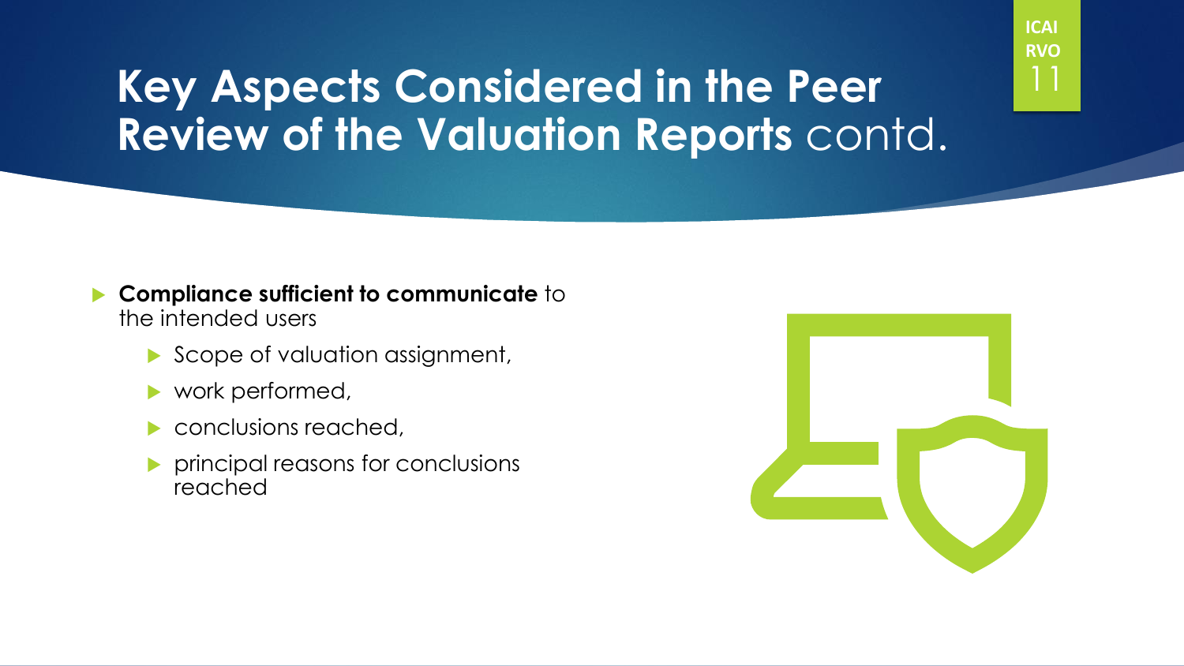# Key Aspects Considered in the Peer Review of the Valuation Reports contd.

- **Compliance sufficient to communicate** to the intended users
  - Scope of valuation assignment,
  - work performed,
  - conclusions reached,
  - principal reasons for conclusions reached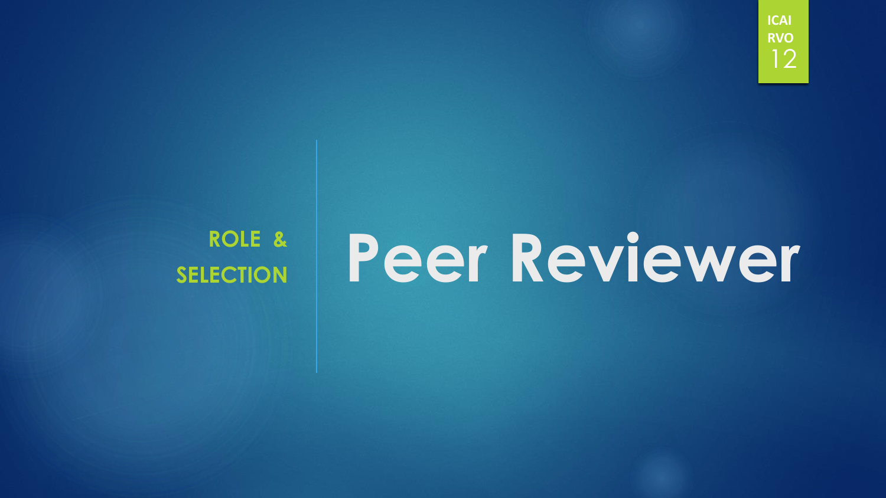ROLE & SELECTION

# Peer Reviewer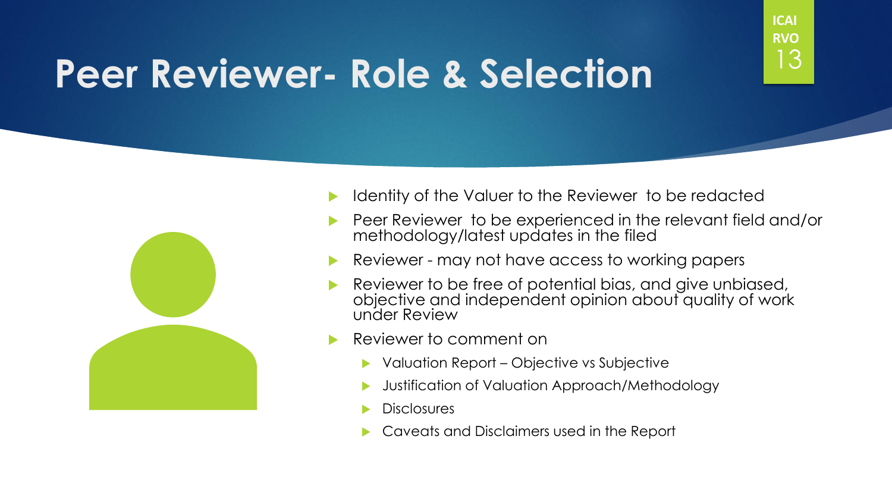# Peer Reviewer- Role & Selection

- Identity of the Valuer to the Reviewer to be redacted
- Peer Reviewer to be experienced in the relevant field and/or methodology/latest updates in the filed
- Reviewer - may not have access to working papers
- Reviewer to be free of potential bias, and give unbiased, objective and independent opinion about quality of work under Review
- Reviewer to comment on
  - Valuation Report – Objective vs Subjective
  - Justification of Valuation Approach/Methodology
  - Disclosures
  - Caveats and Disclaimers used in the Report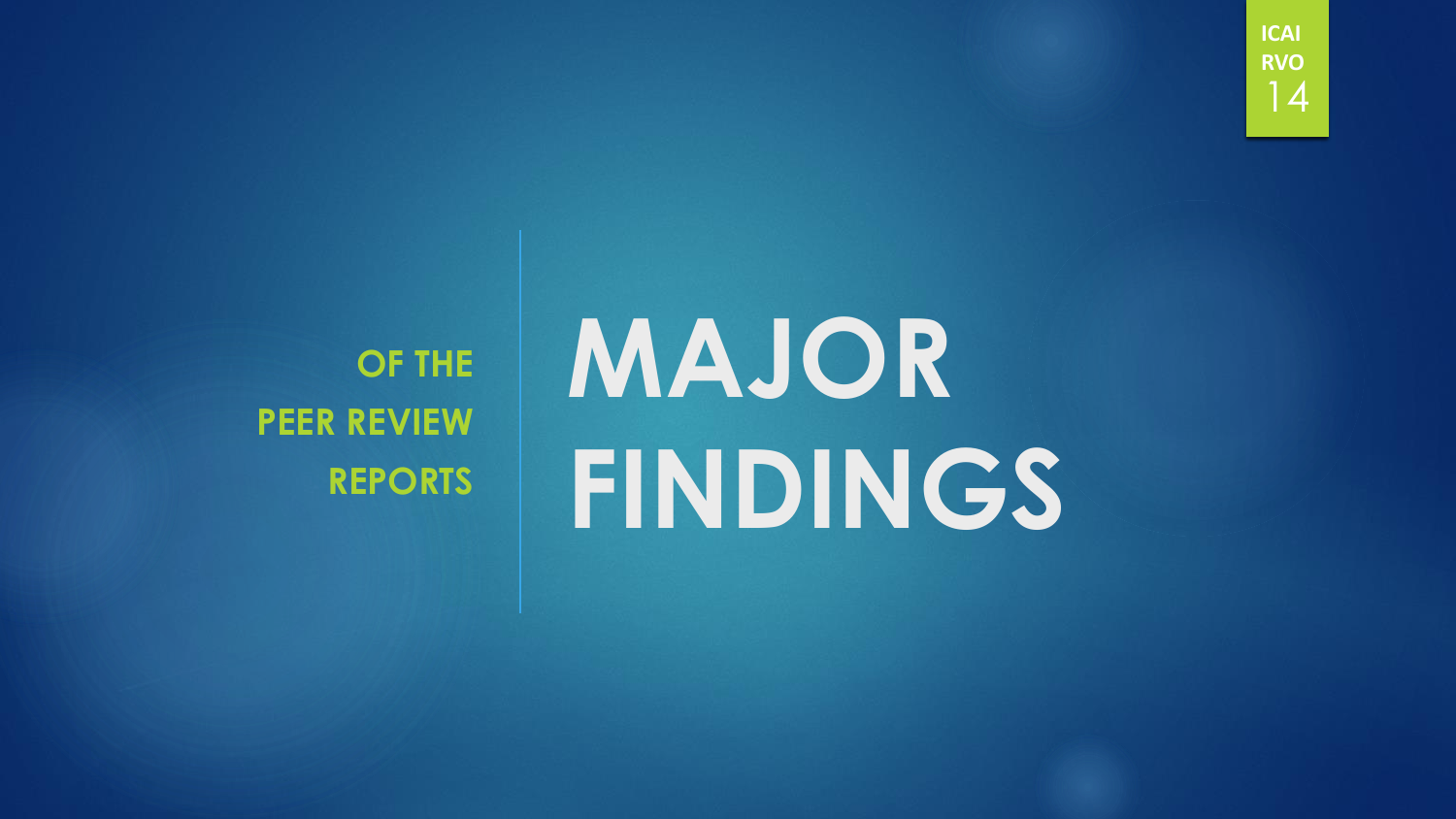# MAJOR FINDINGS

**OF THE PEER REVIEW REPORTS**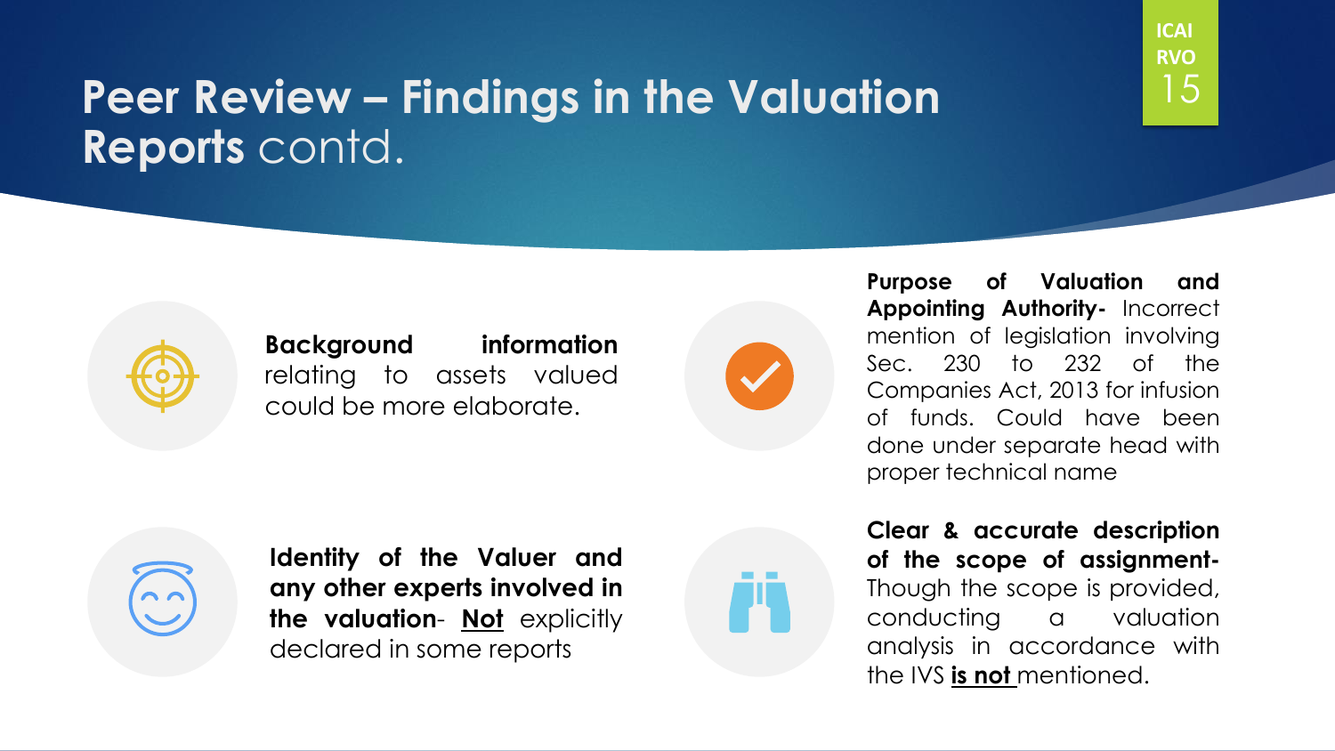# Peer Review – Findings in the Valuation Reports contd.

**Background information** relating to assets valued could be more elaborate.

**Purpose of Valuation and Appointing Authority-** Incorrect mention of legislation involving Sec. 230 to 232 of the Companies Act, 2013 for infusion of funds. Could have been done under separate head with proper technical name

**Identity of the Valuer and any other experts involved in the valuation**- **Not** explicitly declared in some reports

**Clear & accurate description of the scope of assignment-** Though the scope is provided, conducting a valuation analysis in accordance with the IVS **is not** mentioned.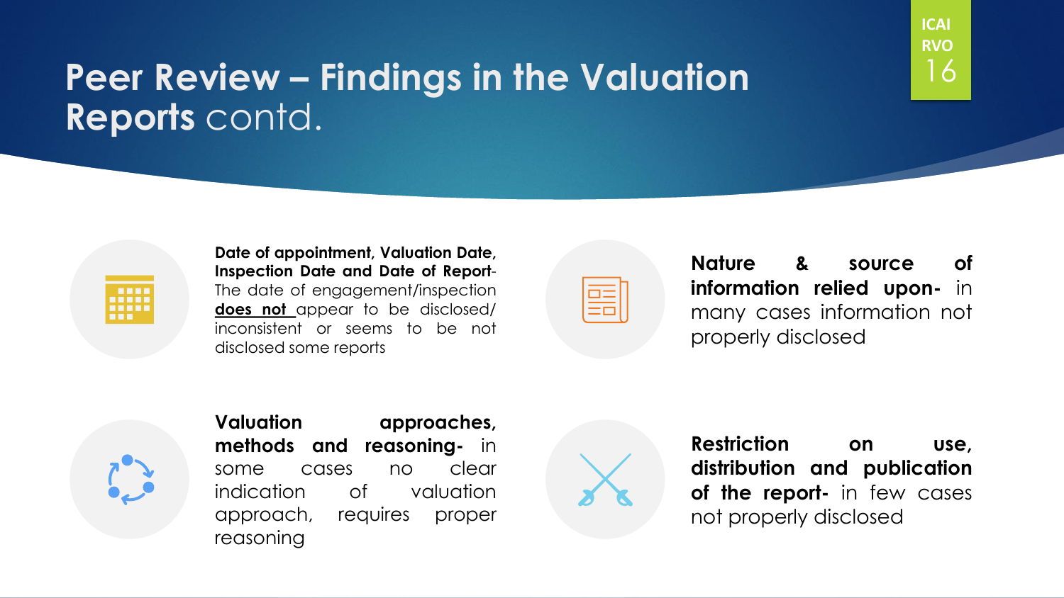# Peer Review – Findings in the Valuation Reports contd.

ICAI RVO

**Date of appointment, Valuation Date, Inspection Date and Date of Report**- The date of engagement/inspection **does not** appear to be disclosed/ inconsistent or seems to be not disclosed some reports

**Nature & source of information relied upon-** in many cases information not properly disclosed

**Valuation approaches, methods and reasoning-** in some cases no clear indication of valuation approach, requires proper reasoning

**Restriction on use, distribution and publication of the report-** in few cases not properly disclosed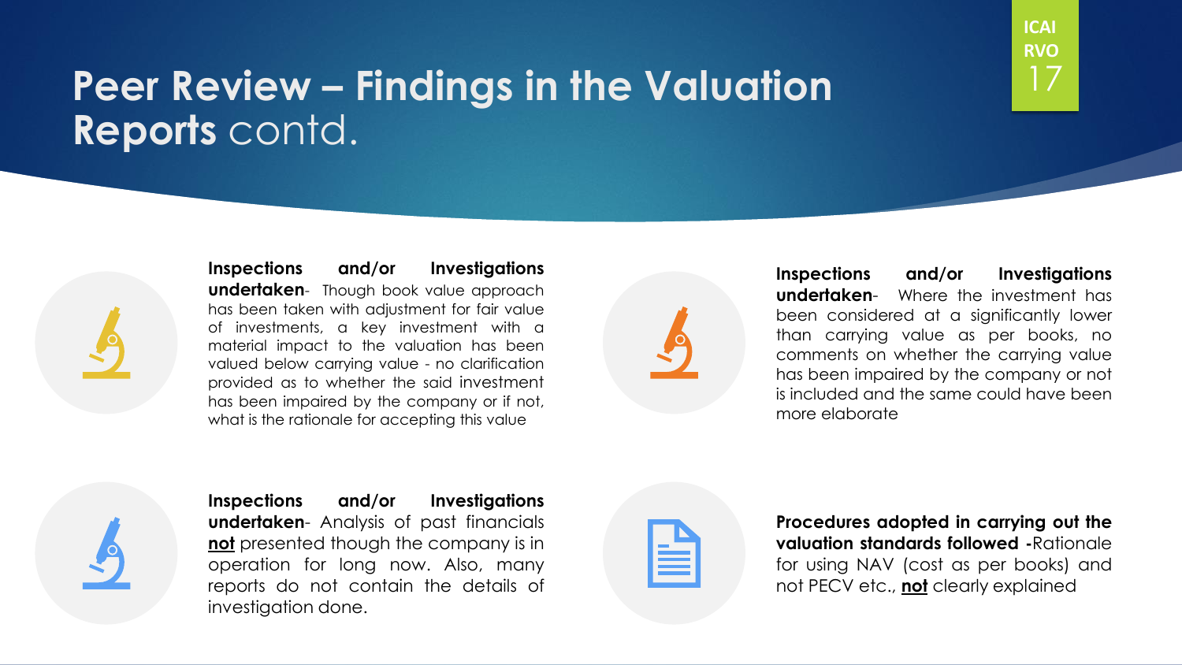# Peer Review – Findings in the Valuation Reports contd.

**Inspections and/or Investigations undertaken**- Though book value approach has been taken with adjustment for fair value of investments, a key investment with a material impact to the valuation has been valued below carrying value - no clarification provided as to whether the said investment has been impaired by the company or if not, what is the rationale for accepting this value

**Inspections and/or Investigations undertaken**- Where the investment has been considered at a significantly lower than carrying value as per books, no comments on whether the carrying value has been impaired by the company or not is included and the same could have been more elaborate

**Inspections and/or Investigations undertaken**- Analysis of past financials **not** presented though the company is in operation for long now. Also, many reports do not contain the details of investigation done.

**Procedures adopted in carrying out the valuation standards followed -**Rationale for using NAV (cost as per books) and not PECV etc., **not** clearly explained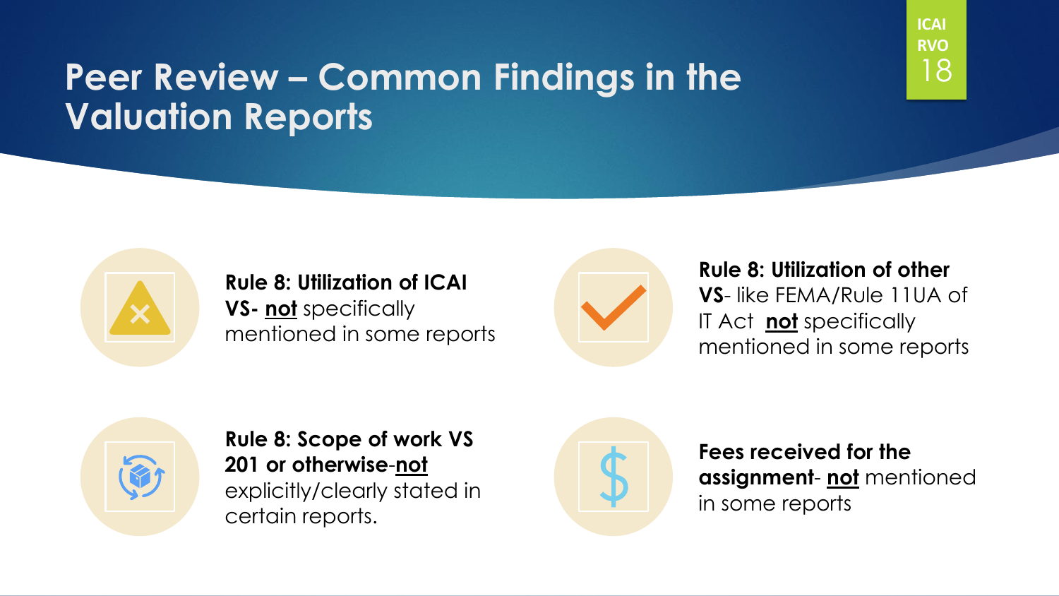# Peer Review – Common Findings in the Valuation Reports

- **Rule 8: Utilization of ICAI VS- not** specifically mentioned in some reports

- **Rule 8: Utilization of other VS**- like FEMA/Rule 11UA of IT Act **not** specifically mentioned in some reports

- **Rule 8: Scope of work VS 201 or otherwise-not** explicitly/clearly stated in certain reports.

- **Fees received for the assignment- not** mentioned in some reports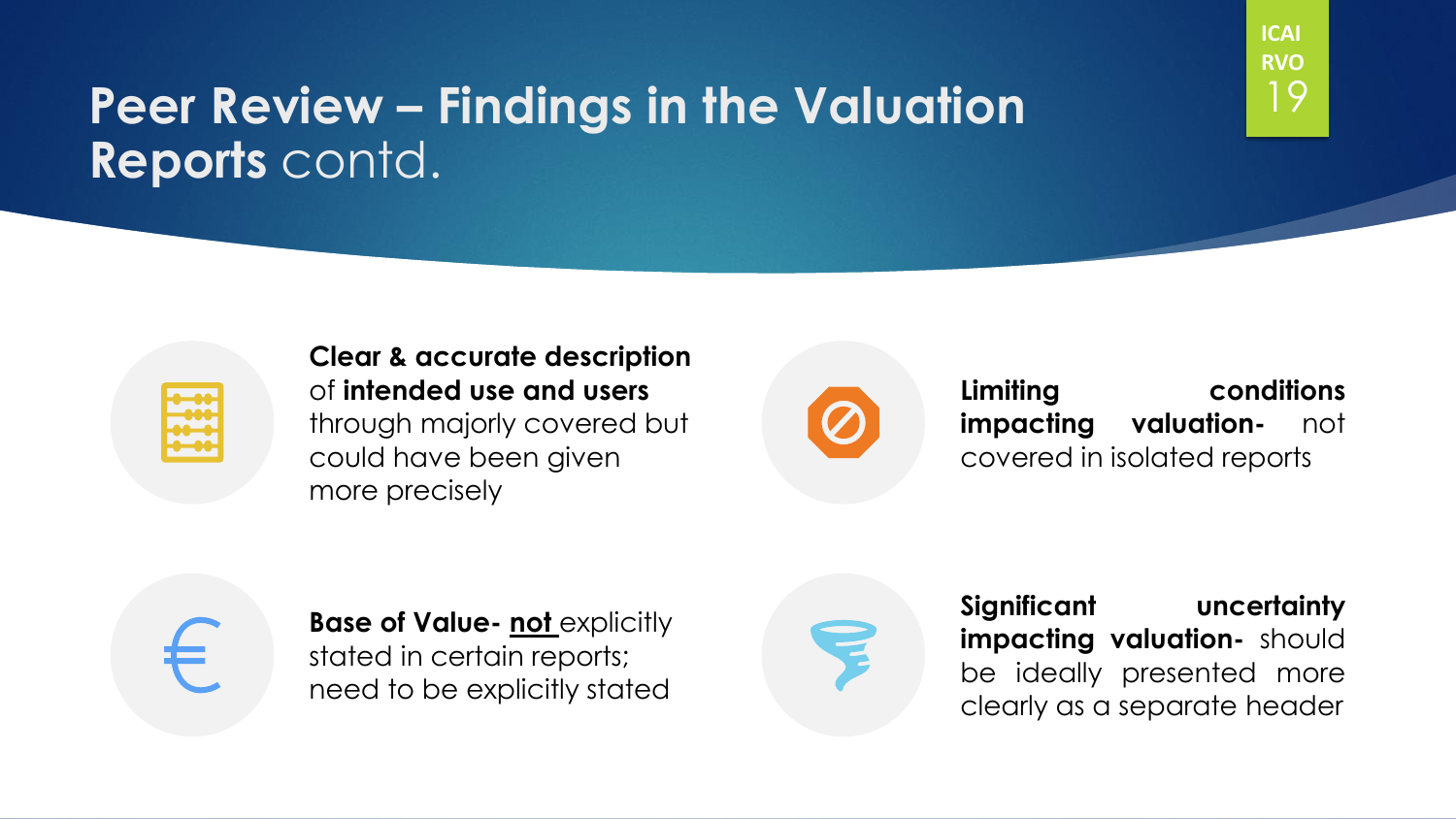# **Peer Review – Findings in the Valuation Reports** contd.

**Clear & accurate description** of **intended use and users** through majorly covered but could have been given more precisely

**Limiting conditions impacting valuation-** not covered in isolated reports

**Base of Value- not** explicitly stated in certain reports; need to be explicitly stated

**Significant uncertainty impacting valuation-** should be ideally presented more clearly as a separate header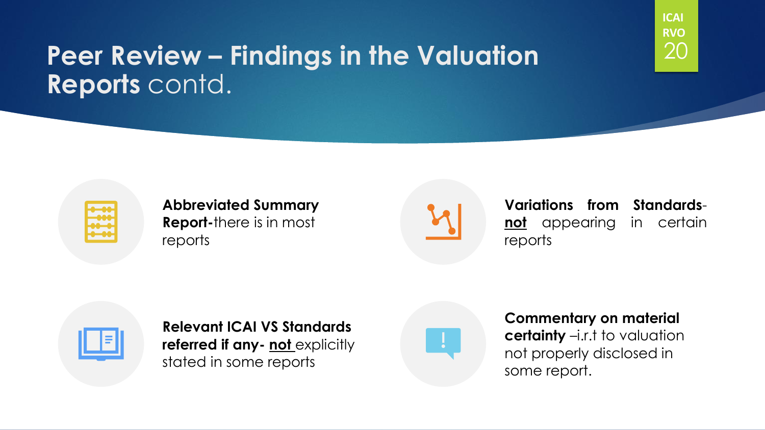# Peer Review – Findings in the Valuation Reports contd.

**Abbreviated Summary Report-** there is in most reports

**Variations from Standards- <u>not</u>** appearing in certain reports

**Relevant ICAI VS Standards referred if any- <u>not</u>** explicitly stated in some reports

**Commentary on material certainty** –i.r.t to valuation not properly disclosed in some report.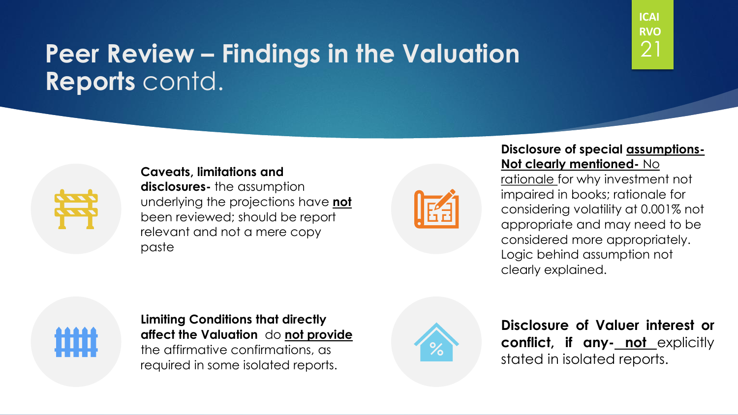# **Peer Review – Findings in the Valuation Reports** contd.

**Caveats, limitations and disclosures-** the assumption underlying the projections have **not** been reviewed; should be report relevant and not a mere copy paste

**Disclosure of special assumptions- Not clearly mentioned-** No rationale for why investment not impaired in books; rationale for considering volatility at 0.001% not appropriate and may need to be considered more appropriately. Logic behind assumption not clearly explained.

**Limiting Conditions that directly affect the Valuation** do **not provide** the affirmative confirmations, as required in some isolated reports.

**Disclosure of Valuer interest or conflict, if any-** **not** explicitly stated in isolated reports.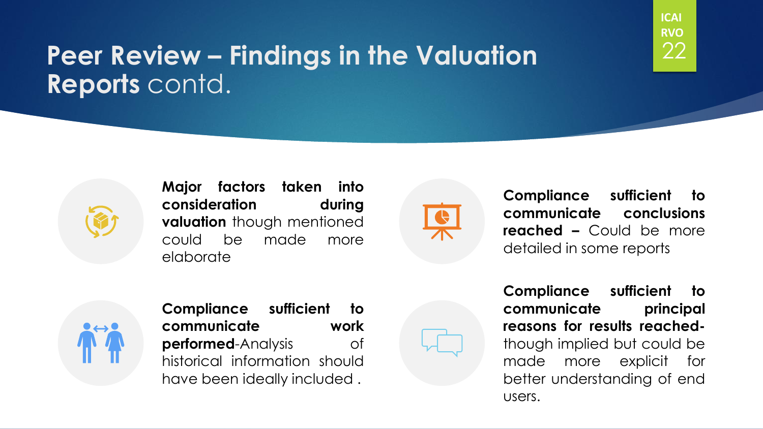# Peer Review – Findings in the Valuation Reports contd.

- **Major factors taken into consideration during valuation** though mentioned could be made more elaborate

- **Compliance sufficient to communicate work performed**-Analysis of historical information should have been ideally included .

- **Compliance sufficient to communicate conclusions reached –** Could be more detailed in some reports

- **Compliance sufficient to communicate principal reasons for results reached-** though implied but could be made more explicit for better understanding of end users.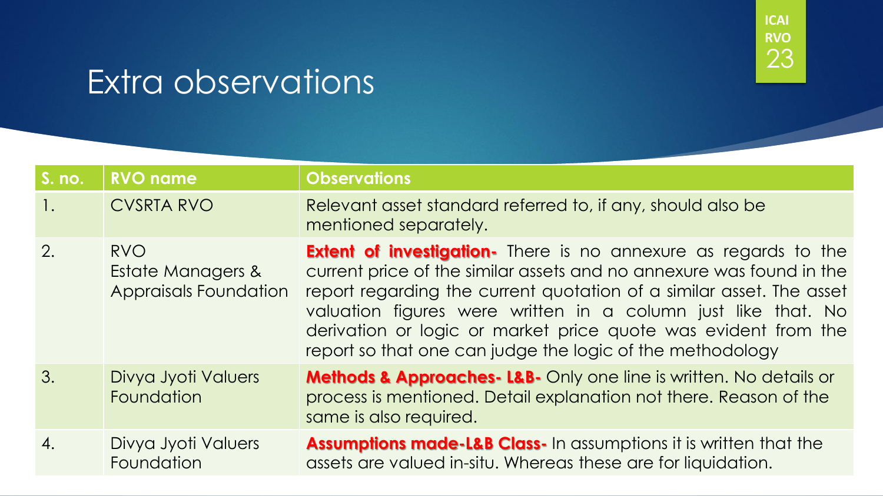# Extra observations

| S. no. | RVO name | Observations |
|---|---|---|
| 1. | CVSRTA RVO | Relevant asset standard referred to, if any, should also be mentioned separately. |
| 2. | RVO Estate Managers & Appraisals Foundation | **Extent of investigation-** There is no annexure as regards to the current price of the similar assets and no annexure was found in the report regarding the current quotation of a similar asset. The asset valuation figures were written in a column just like that. No derivation or logic or market price quote was evident from the report so that one can judge the logic of the methodology |
| 3. | Divya Jyoti Valuers Foundation | **Methods & Approaches- L&B-** Only one line is written. No details or process is mentioned. Detail explanation not there. Reason of the same is also required. |
| 4. | Divya Jyoti Valuers Foundation | **Assumptions made-L&B Class-** In assumptions it is written that the assets are valued in-situ. Whereas these are for liquidation. |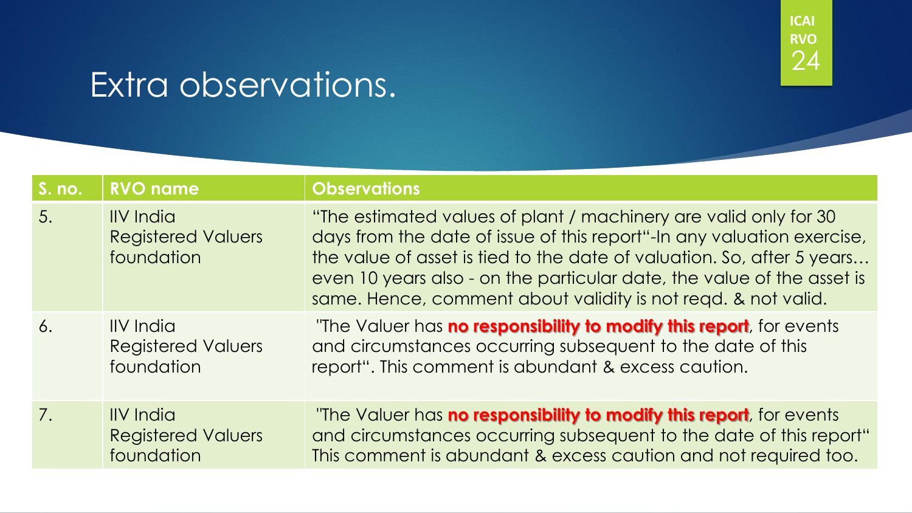# Extra observations.

| S. no. | RVO name | Observations |
|---|---|---|
| 5. | IIV India Registered Valuers foundation | "The estimated values of plant / machinery are valid only for 30 days from the date of issue of this report"-In any valuation exercise, the value of asset is tied to the date of valuation. So, after 5 years… even 10 years also - on the particular date, the value of the asset is same. Hence, comment about validity is not reqd. & not valid. |
| 6. | IIV India Registered Valuers foundation | "The Valuer has **no responsibility to modify this report**, for events and circumstances occurring subsequent to the date of this report". This comment is abundant & excess caution. |
| 7. | IIV India Registered Valuers foundation | "The Valuer has **no responsibility to modify this report**, for events and circumstances occurring subsequent to the date of this report" This comment is abundant & excess caution and not required too. |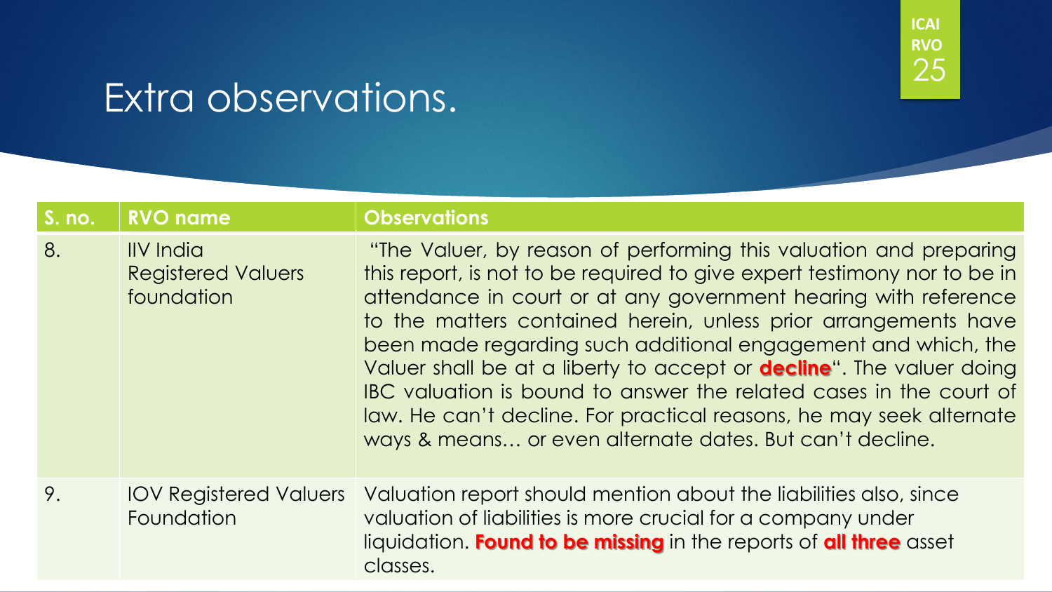# Extra observations.

| S. no. | RVO name | Observations |
| --- | --- | --- |
| 8. | IIV India Registered Valuers foundation | "The Valuer, by reason of performing this valuation and preparing this report, is not to be required to give expert testimony nor to be in attendance in court or at any government hearing with reference to the matters contained herein, unless prior arrangements have been made regarding such additional engagement and which, the Valuer shall be at a liberty to accept or **decline**". The valuer doing IBC valuation is bound to answer the related cases in the court of law. He can't decline. For practical reasons, he may seek alternate ways & means… or even alternate dates. But can't decline. |
| 9. | IOV Registered Valuers Foundation | Valuation report should mention about the liabilities also, since valuation of liabilities is more crucial for a company under liquidation. **Found to be missing** in the reports of **all three** asset classes. |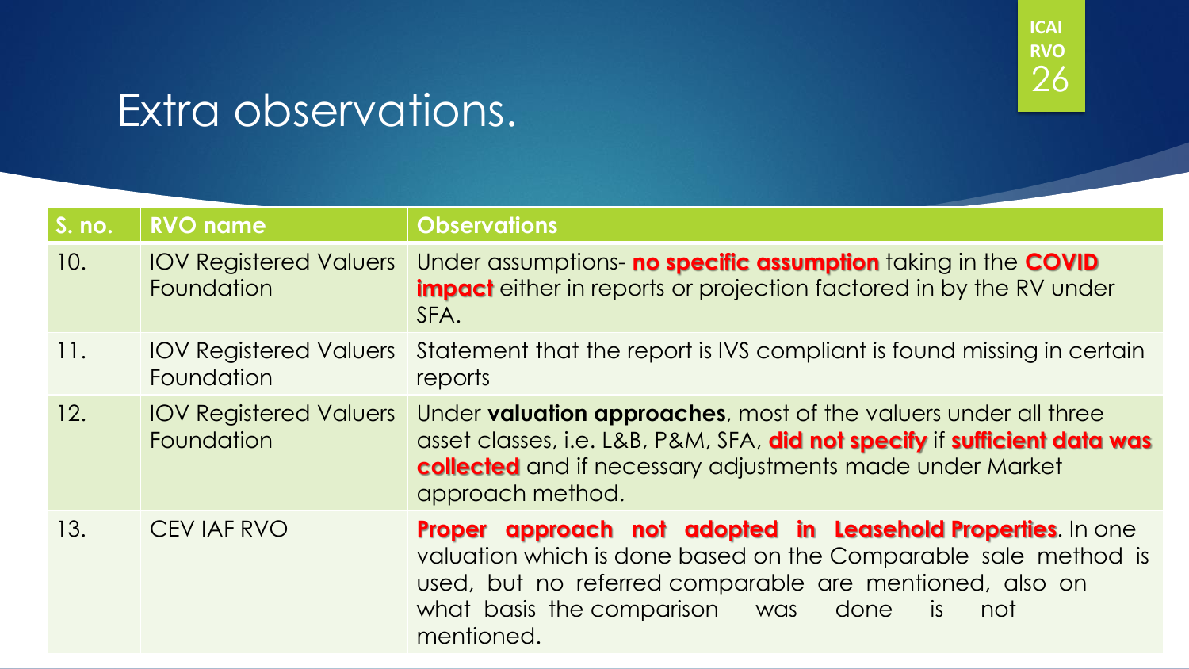# Extra observations.

| S. no. | RVO name | Observations |
|---|---|---|
| 10. | IOV Registered Valuers Foundation | Under assumptions- **no specific assumption** taking in the **COVID impact** either in reports or projection factored in by the RV under SFA. |
| 11. | IOV Registered Valuers Foundation | Statement that the report is IVS compliant is found missing in certain reports |
| 12. | IOV Registered Valuers Foundation | Under **valuation approaches**, most of the valuers under all three asset classes, i.e. L&B, P&M, SFA, **did not specify** if **sufficient data was collected** and if necessary adjustments made under Market approach method. |
| 13. | CEV IAF RVO | **Proper approach not adopted in Leasehold Properties**. In one valuation which is done based on the Comparable sale method is used, but no referred comparable are mentioned, also on what basis the comparison was done is not mentioned. |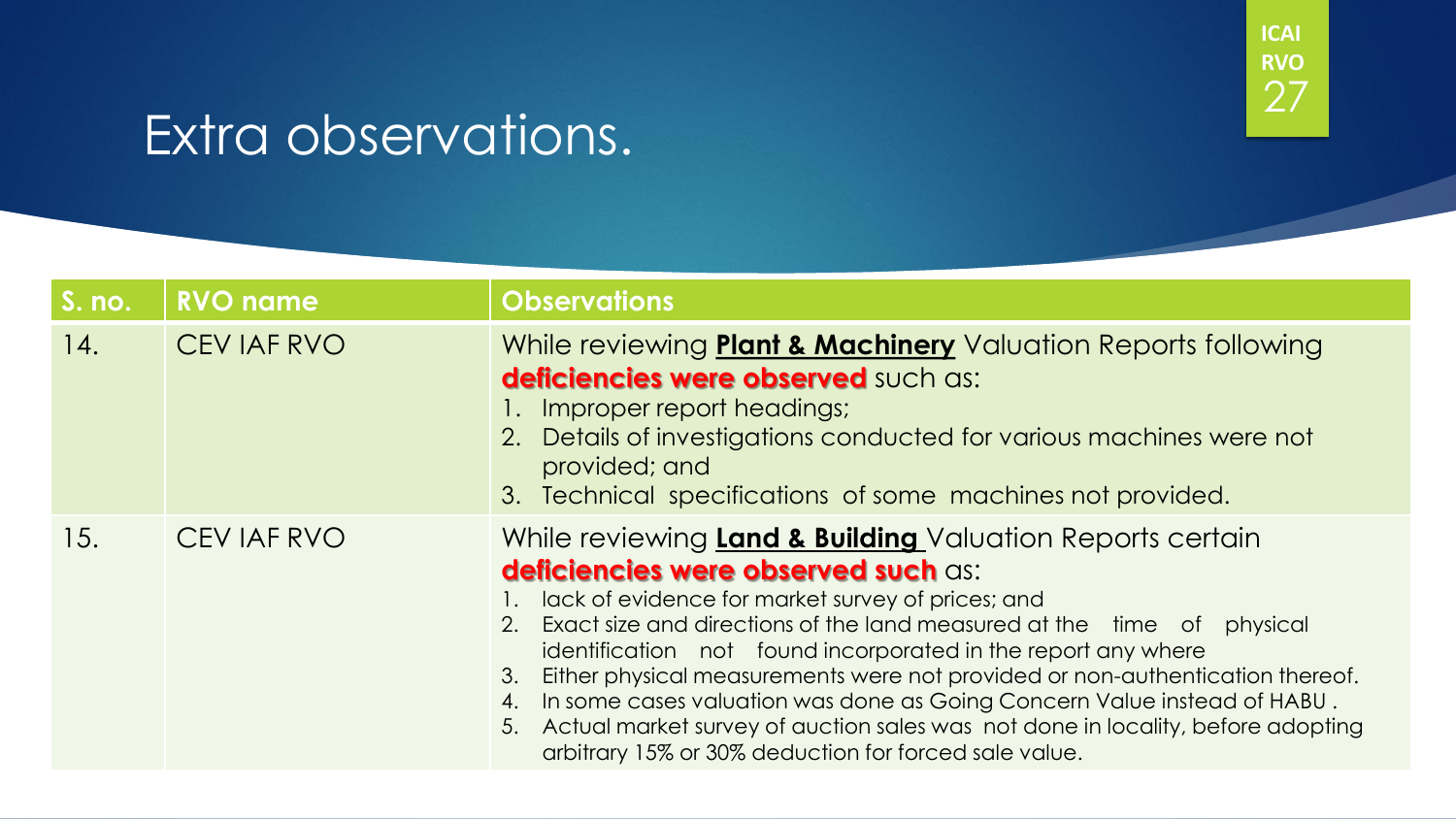# Extra observations.

| S. no. | RVO name | Observations |
|---|---|---|
| 14. | CEV IAF RVO | While reviewing **Plant & Machinery** Valuation Reports following **deficiencies were observed** such as:<br>1. Improper report headings;<br>2. Details of investigations conducted for various machines were not provided; and<br>3. Technical specifications of some machines not provided. |
| 15. | CEV IAF RVO | While reviewing **Land & Building** Valuation Reports certain **deficiencies were observed such** as:<br>1. lack of evidence for market survey of prices; and<br>2. Exact size and directions of the land measured at the time of physical identification not found incorporated in the report any where<br>3. Either physical measurements were not provided or non-authentication thereof.<br>4. In some cases valuation was done as Going Concern Value instead of HABU .<br>5. Actual market survey of auction sales was not done in locality, before adopting arbitrary 15% or 30% deduction for forced sale value. |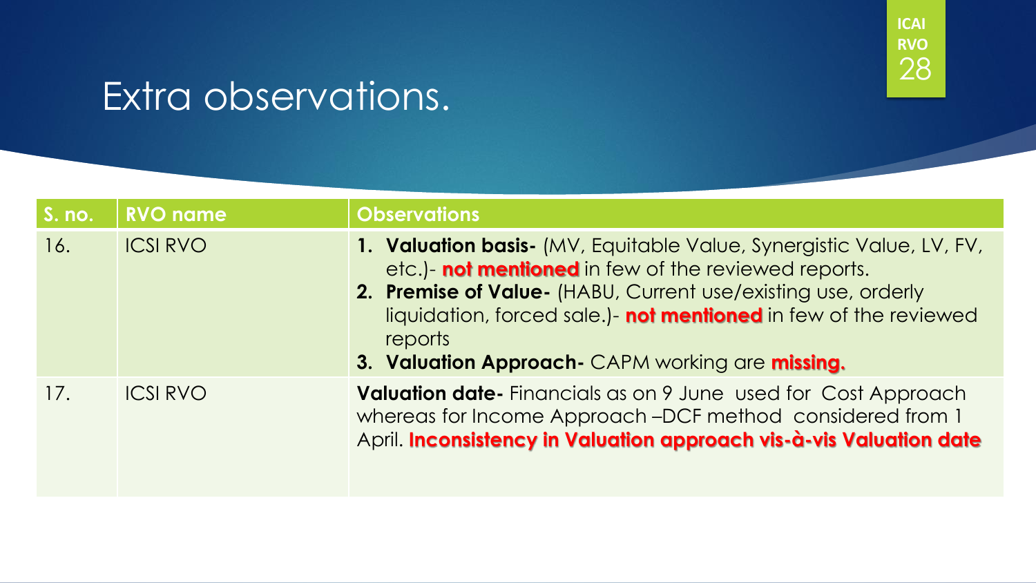# Extra observations.

| S. no. | RVO name | Observations |
|---|---|---|
| 16. | ICSI RVO | 1. **Valuation basis-** (MV, Equitable Value, Synergistic Value, LV, FV, etc.)- **not mentioned** in few of the reviewed reports.<br>2. **Premise of Value-** (HABU, Current use/existing use, orderly liquidation, forced sale.)- **not mentioned** in few of the reviewed reports<br>3. **Valuation Approach-** CAPM working are **missing.** |
| 17. | ICSI RVO | **Valuation date-** Financials as on 9 June used for Cost Approach whereas for Income Approach –DCF method considered from 1 April. **Inconsistency in Valuation approach vis-à-vis Valuation date** |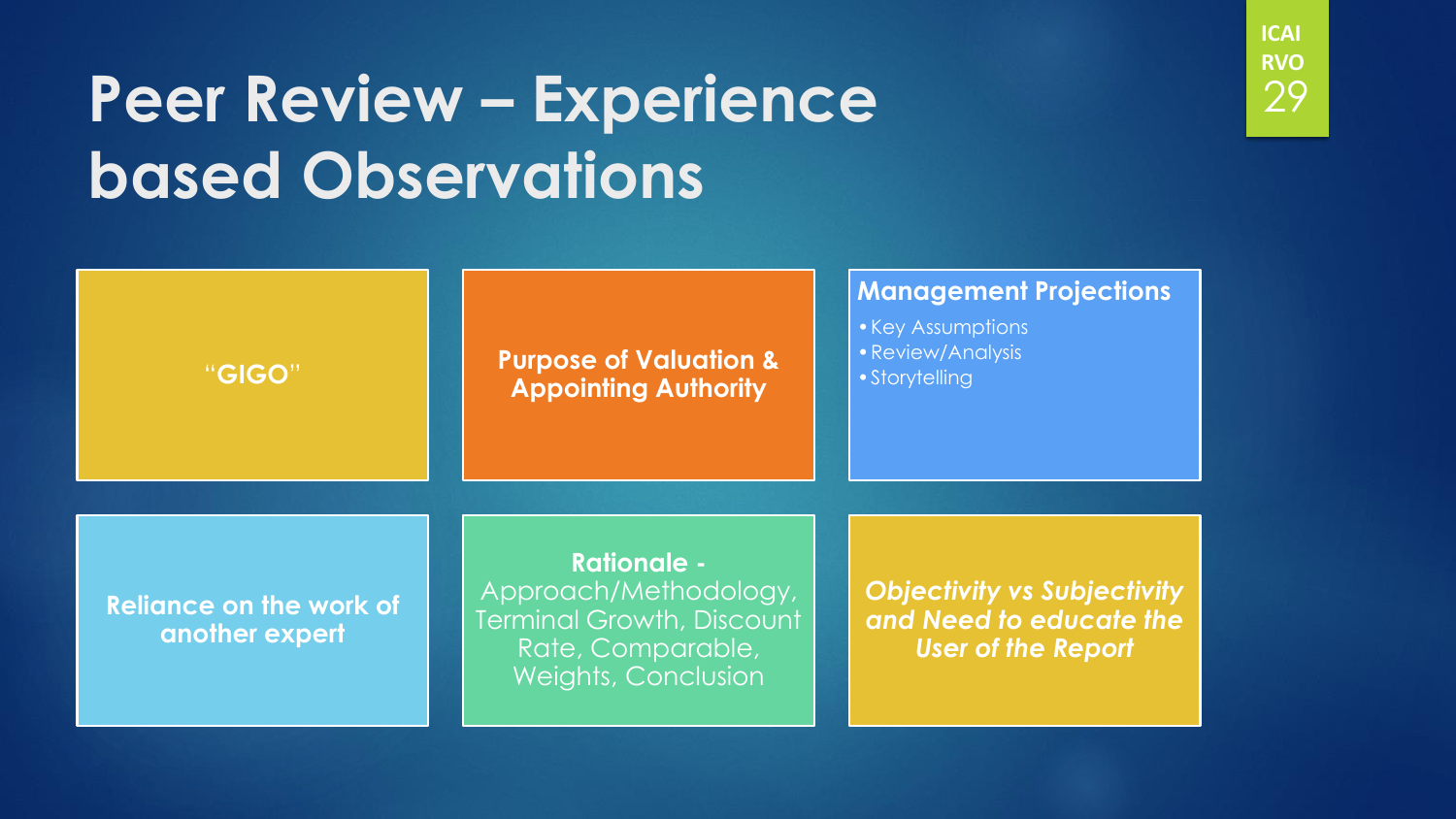# Peer Review – Experience based Observations

**"GIGO"**

**Purpose of Valuation & Appointing Authority**

**Management Projections**

- Key Assumptions
- Review/Analysis
- Storytelling

**Reliance on the work of another expert**

**Rationale -** Approach/Methodology, Terminal Growth, Discount Rate, Comparable, Weights, Conclusion

***Objectivity vs Subjectivity and Need to educate the User of the Report***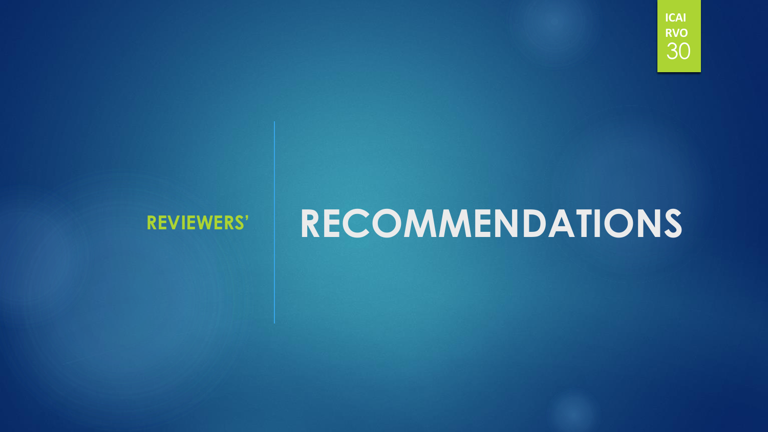# REVIEWERS' RECOMMENDATIONS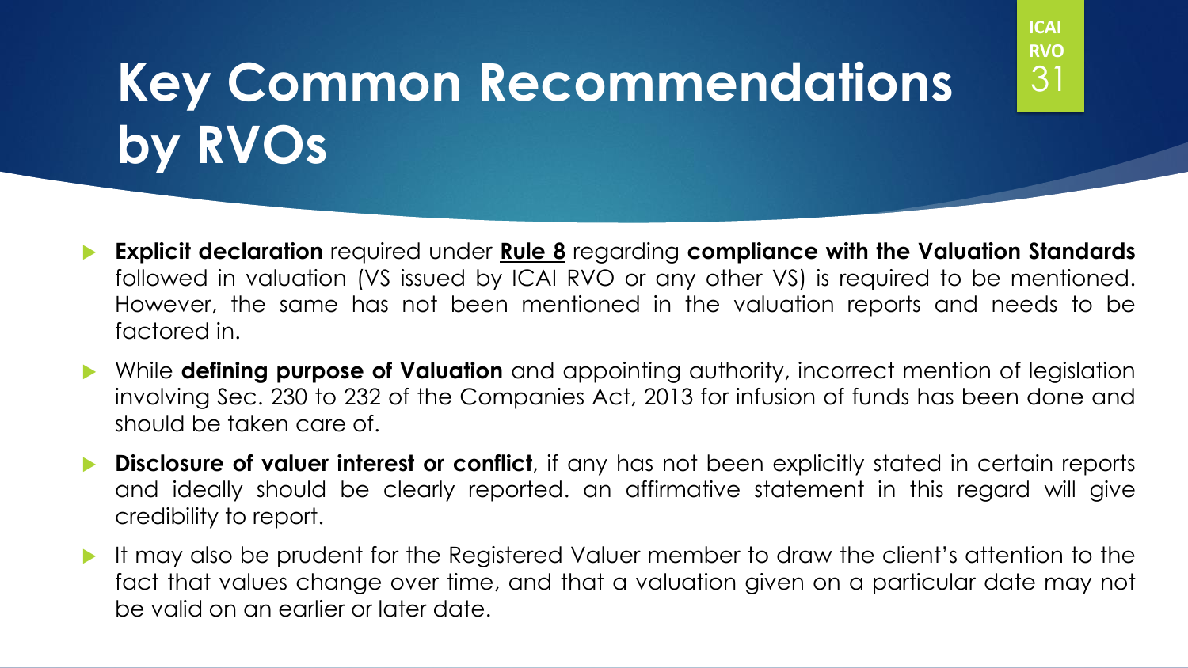# Key Common Recommendations by RVOs

- **Explicit declaration** required under **Rule 8** regarding **compliance with the Valuation Standards** followed in valuation (VS issued by ICAI RVO or any other VS) is required to be mentioned. However, the same has not been mentioned in the valuation reports and needs to be factored in.
- While **defining purpose of Valuation** and appointing authority, incorrect mention of legislation involving Sec. 230 to 232 of the Companies Act, 2013 for infusion of funds has been done and should be taken care of.
- **Disclosure of valuer interest or conflict**, if any has not been explicitly stated in certain reports and ideally should be clearly reported. an affirmative statement in this regard will give credibility to report.
- It may also be prudent for the Registered Valuer member to draw the client's attention to the fact that values change over time, and that a valuation given on a particular date may not be valid on an earlier or later date.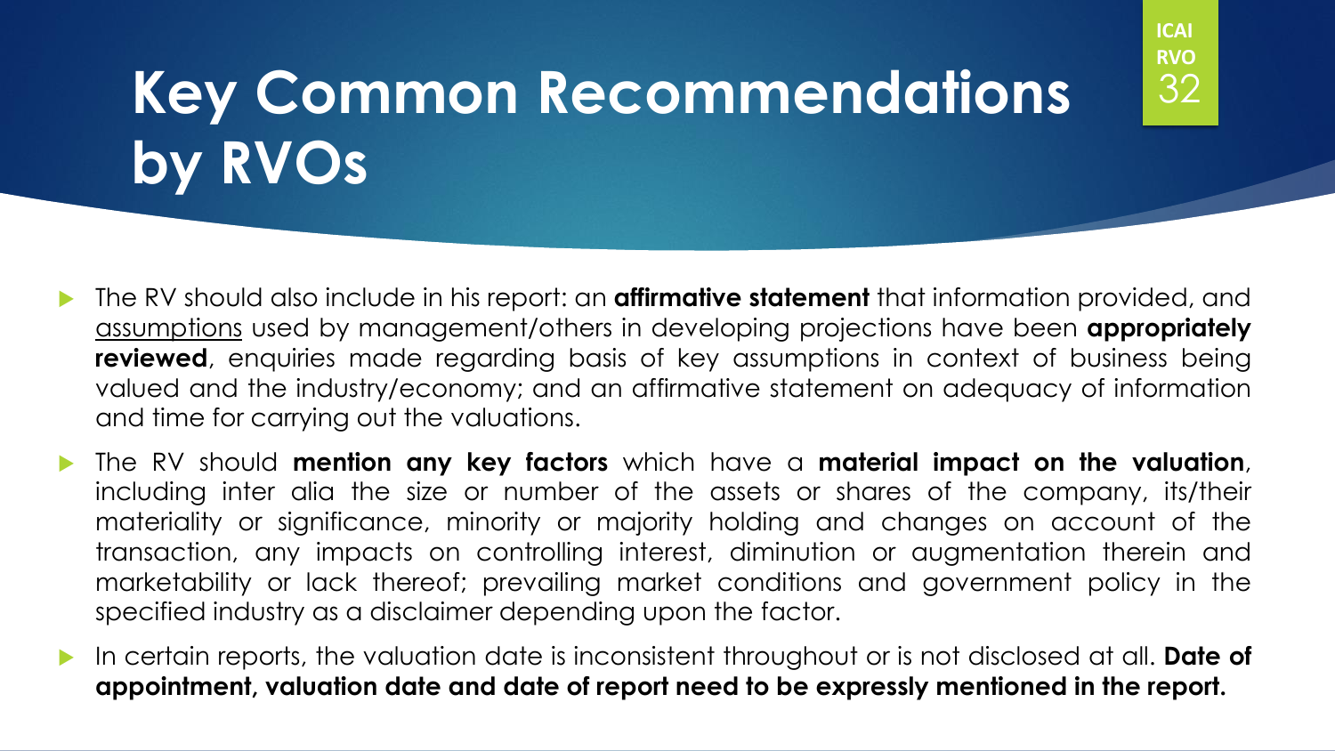# Key Common Recommendations by RVOs

- The RV should also include in his report: an **affirmative statement** that information provided, and assumptions used by management/others in developing projections have been **appropriately reviewed**, enquiries made regarding basis of key assumptions in context of business being valued and the industry/economy; and an affirmative statement on adequacy of information and time for carrying out the valuations.
- The RV should **mention any key factors** which have a **material impact on the valuation**, including inter alia the size or number of the assets or shares of the company, its/their materiality or significance, minority or majority holding and changes on account of the transaction, any impacts on controlling interest, diminution or augmentation therein and marketability or lack thereof; prevailing market conditions and government policy in the specified industry as a disclaimer depending upon the factor.
- In certain reports, the valuation date is inconsistent throughout or is not disclosed at all. **Date of appointment, valuation date and date of report need to be expressly mentioned in the report.**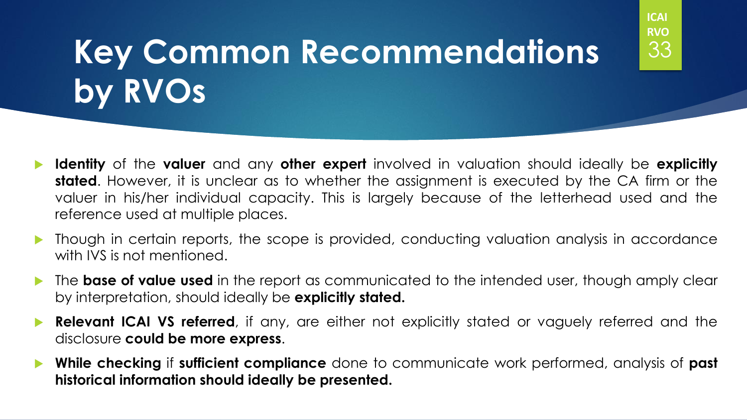# Key Common Recommendations by RVOs

- **Identity** of the **valuer** and any **other expert** involved in valuation should ideally be **explicitly stated**. However, it is unclear as to whether the assignment is executed by the CA firm or the valuer in his/her individual capacity. This is largely because of the letterhead used and the reference used at multiple places.
- Though in certain reports, the scope is provided, conducting valuation analysis in accordance with IVS is not mentioned.
- The **base of value used** in the report as communicated to the intended user, though amply clear by interpretation, should ideally be **explicitly stated.**
- **Relevant ICAI VS referred**, if any, are either not explicitly stated or vaguely referred and the disclosure **could be more express**.
- **While checking** if **sufficient compliance** done to communicate work performed, analysis of **past historical information should ideally be presented.**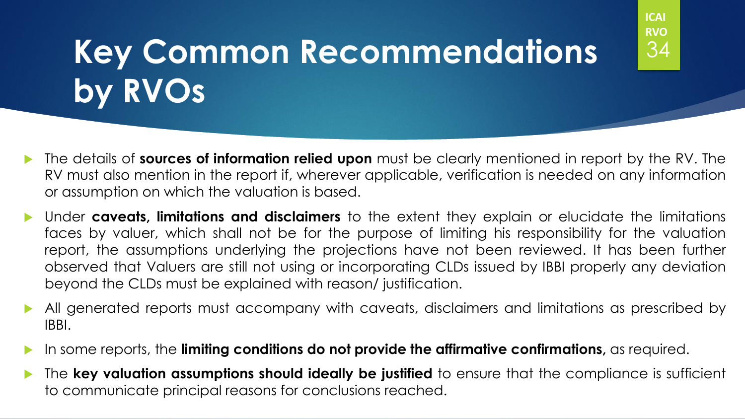# Key Common Recommendations by RVOs

- The details of **sources of information relied upon** must be clearly mentioned in report by the RV. The RV must also mention in the report if, wherever applicable, verification is needed on any information or assumption on which the valuation is based.
- Under **caveats, limitations and disclaimers** to the extent they explain or elucidate the limitations faces by valuer, which shall not be for the purpose of limiting his responsibility for the valuation report, the assumptions underlying the projections have not been reviewed. It has been further observed that Valuers are still not using or incorporating CLDs issued by IBBI properly any deviation beyond the CLDs must be explained with reason/ justification.
- All generated reports must accompany with caveats, disclaimers and limitations as prescribed by IBBI.
- In some reports, the **limiting conditions do not provide the affirmative confirmations,** as required.
- The **key valuation assumptions should ideally be justified** to ensure that the compliance is sufficient to communicate principal reasons for conclusions reached.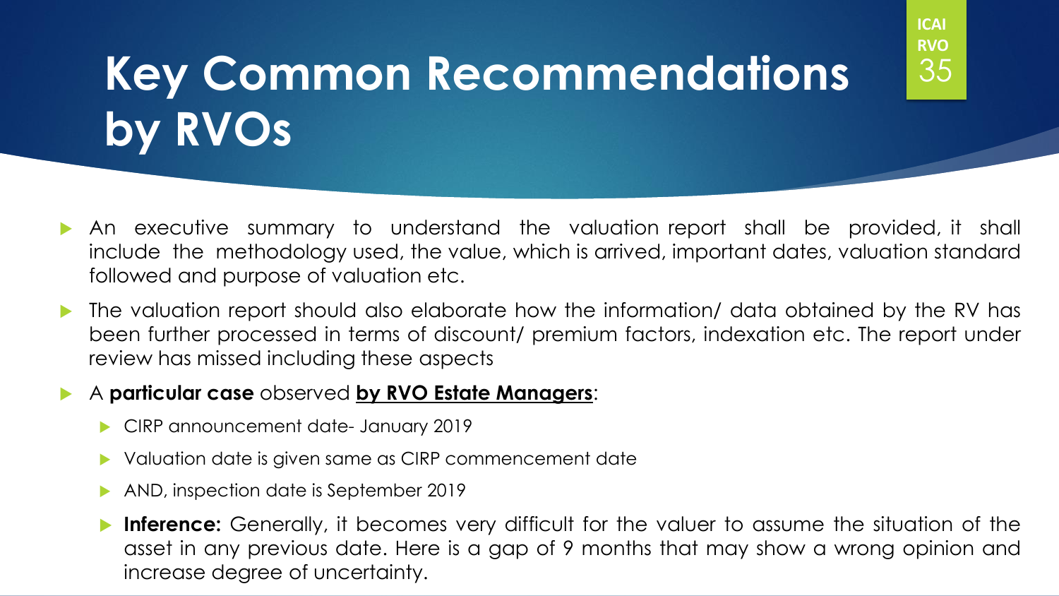# Key Common Recommendations by RVOs

- An executive summary to understand the valuation report shall be provided, it shall include the methodology used, the value, which is arrived, important dates, valuation standard followed and purpose of valuation etc.
- The valuation report should also elaborate how the information/ data obtained by the RV has been further processed in terms of discount/ premium factors, indexation etc. The report under review has missed including these aspects
- A **particular case** observed **by RVO Estate Managers**:
  - CIRP announcement date- January 2019
  - Valuation date is given same as CIRP commencement date
  - AND, inspection date is September 2019
  - **Inference:** Generally, it becomes very difficult for the valuer to assume the situation of the asset in any previous date. Here is a gap of 9 months that may show a wrong opinion and increase degree of uncertainty.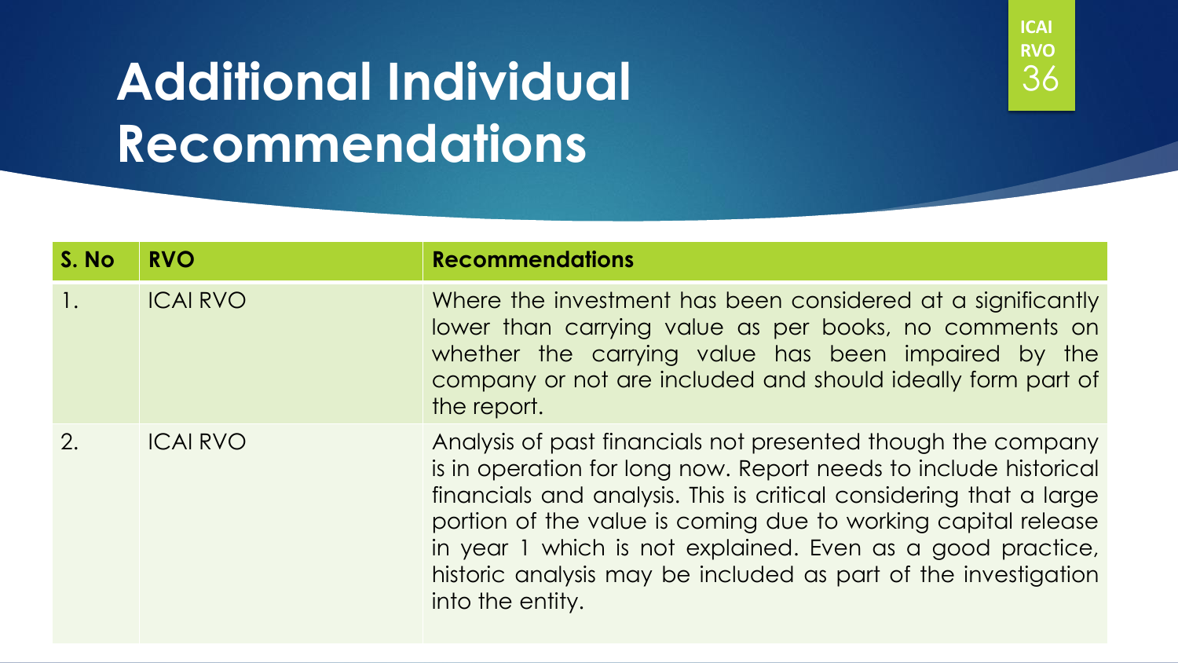# Additional Individual Recommendations

| S. No | RVO | Recommendations |
|---|---|---|
| 1. | ICAI RVO | Where the investment has been considered at a significantly lower than carrying value as per books, no comments on whether the carrying value has been impaired by the company or not are included and should ideally form part of the report. |
| 2. | ICAI RVO | Analysis of past financials not presented though the company is in operation for long now. Report needs to include historical financials and analysis. This is critical considering that a large portion of the value is coming due to working capital release in year 1 which is not explained. Even as a good practice, historic analysis may be included as part of the investigation into the entity. |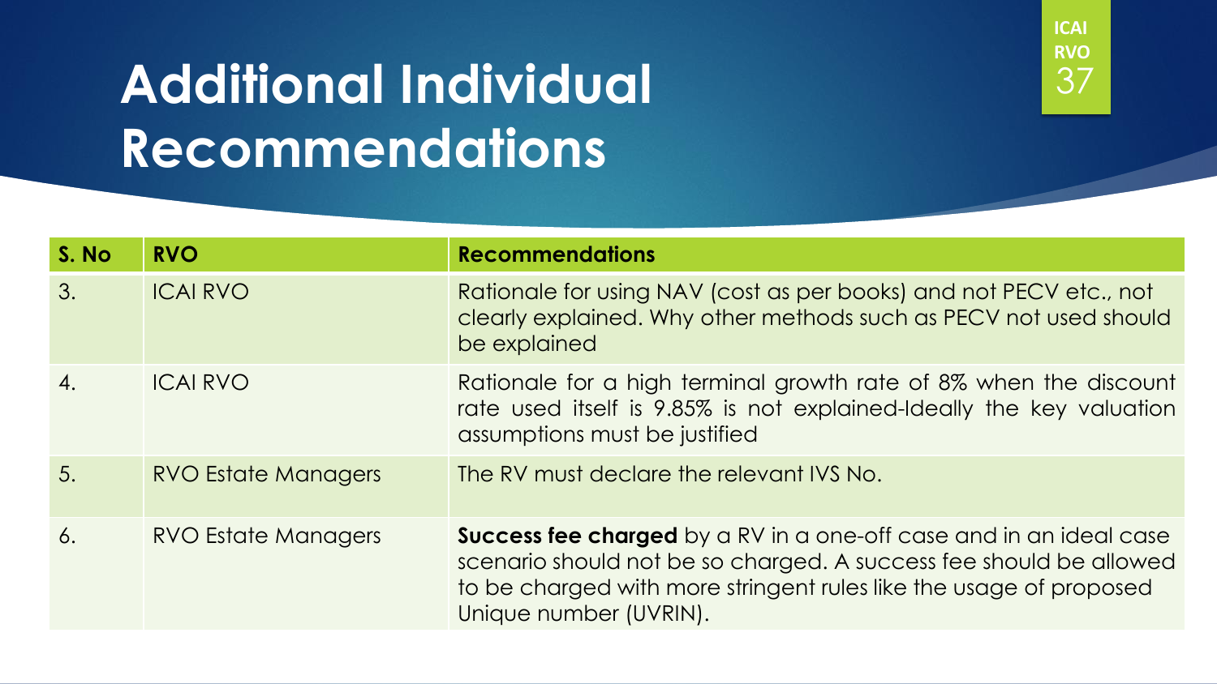# Additional Individual Recommendations

| S. No | RVO | Recommendations |
| --- | --- | --- |
| 3. | ICAI RVO | Rationale for using NAV (cost as per books) and not PECV etc., not clearly explained. Why other methods such as PECV not used should be explained |
| 4. | ICAI RVO | Rationale for a high terminal growth rate of 8% when the discount rate used itself is 9.85% is not explained-Ideally the key valuation assumptions must be justified |
| 5. | RVO Estate Managers | The RV must declare the relevant IVS No. |
| 6. | RVO Estate Managers | **Success fee charged** by a RV in a one-off case and in an ideal case scenario should not be so charged. A success fee should be allowed to be charged with more stringent rules like the usage of proposed Unique number (UVRIN). |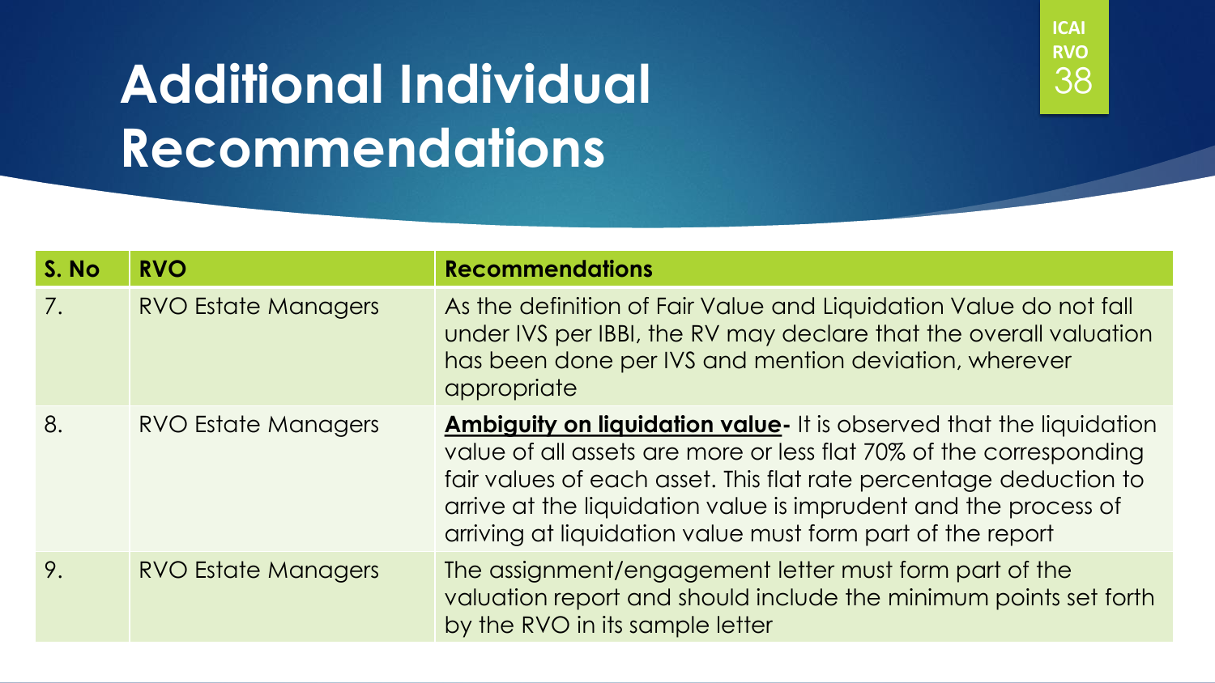# Additional Individual Recommendations

| S. No | RVO | Recommendations |
|---|---|---|
| 7. | RVO Estate Managers | As the definition of Fair Value and Liquidation Value do not fall under IVS per IBBI, the RV may declare that the overall valuation has been done per IVS and mention deviation, wherever appropriate |
| 8. | RVO Estate Managers | **Ambiguity on liquidation value-** It is observed that the liquidation value of all assets are more or less flat 70% of the corresponding fair values of each asset. This flat rate percentage deduction to arrive at the liquidation value is imprudent and the process of arriving at liquidation value must form part of the report |
| 9. | RVO Estate Managers | The assignment/engagement letter must form part of the valuation report and should include the minimum points set forth by the RVO in its sample letter |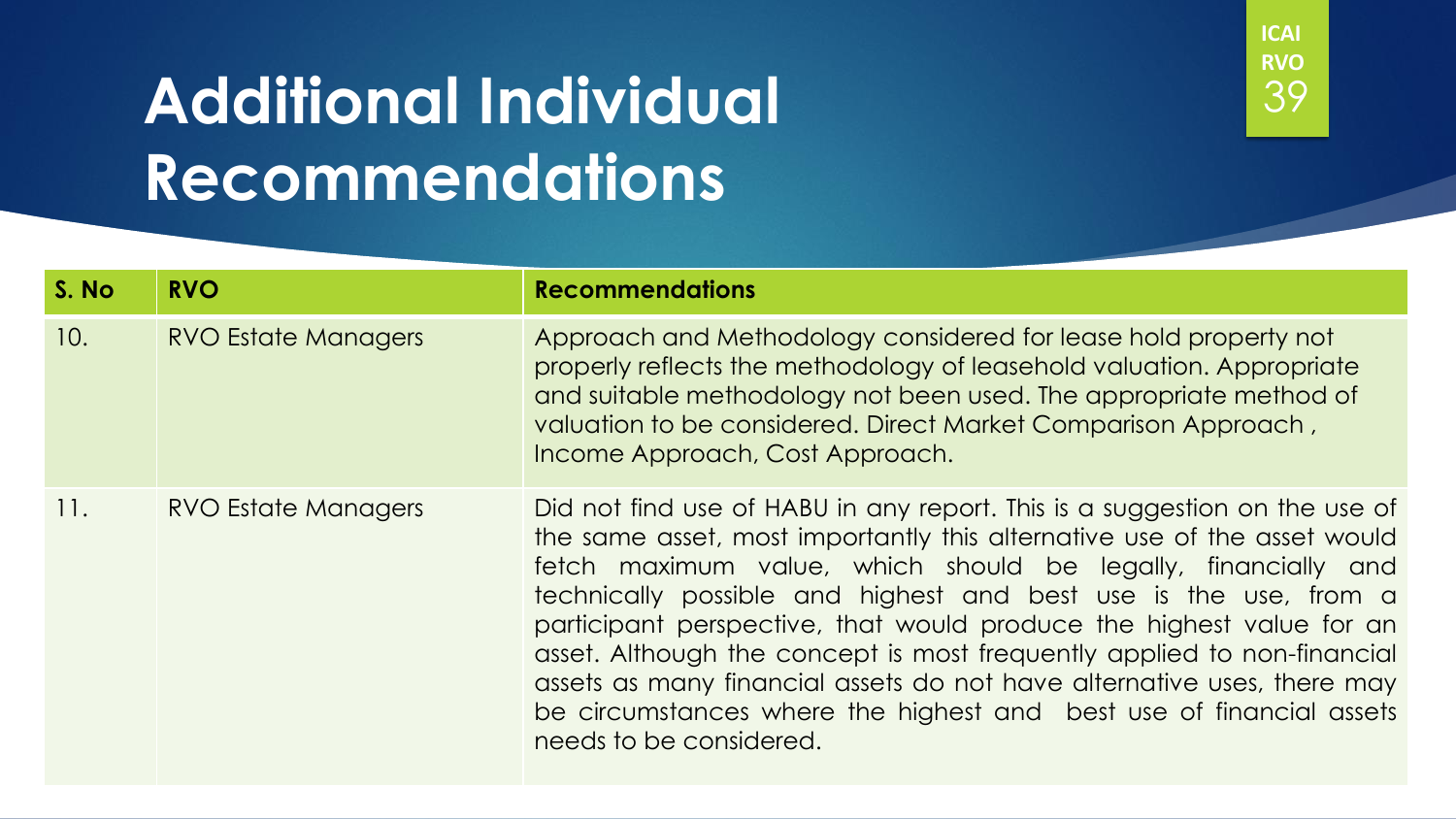# Additional Individual Recommendations

| S. No | RVO | Recommendations |
| --- | --- | --- |
| 10. | RVO Estate Managers | Approach and Methodology considered for lease hold property not properly reflects the methodology of leasehold valuation. Appropriate and suitable methodology not been used. The appropriate method of valuation to be considered. Direct Market Comparison Approach , Income Approach, Cost Approach. |
| 11. | RVO Estate Managers | Did not find use of HABU in any report. This is a suggestion on the use of the same asset, most importantly this alternative use of the asset would fetch maximum value, which should be legally, financially and technically possible and highest and best use is the use, from a participant perspective, that would produce the highest value for an asset. Although the concept is most frequently applied to non-financial assets as many financial assets do not have alternative uses, there may be circumstances where the highest and best use of financial assets needs to be considered. |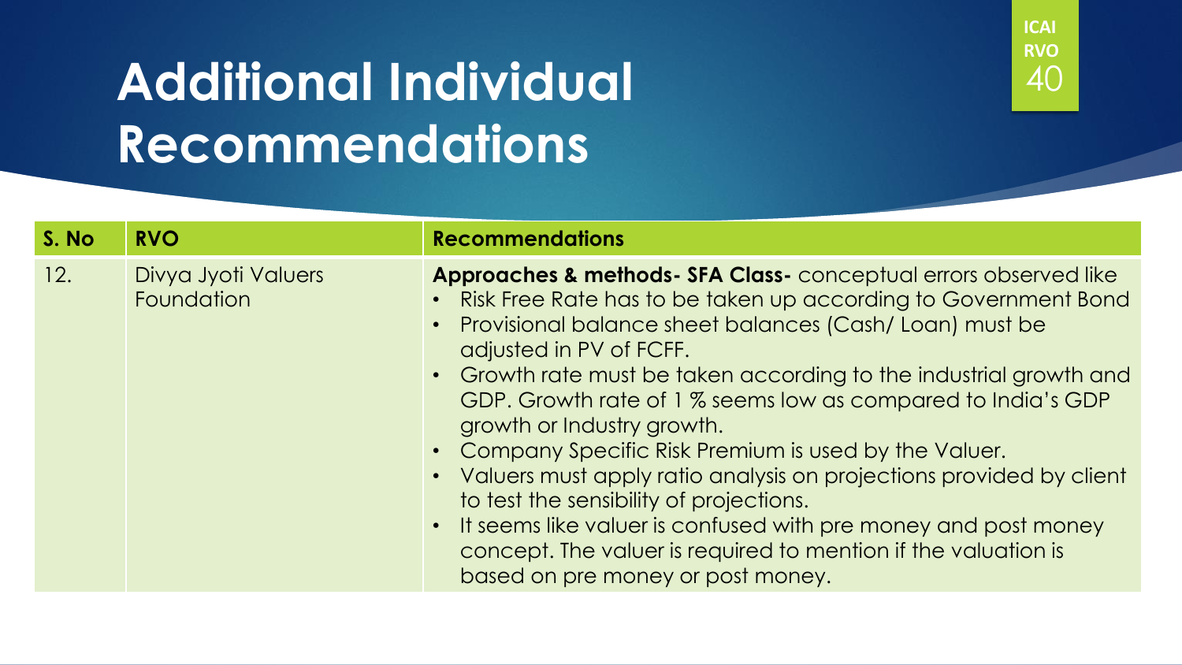# Additional Individual Recommendations

| S. No | RVO | Recommendations |
|---|---|---|
| 12. | Divya Jyoti Valuers Foundation | **Approaches & methods- SFA Class-** conceptual errors observed like<br>• Risk Free Rate has to be taken up according to Government Bond<br>• Provisional balance sheet balances (Cash/ Loan) must be adjusted in PV of FCFF.<br>• Growth rate must be taken according to the industrial growth and GDP. Growth rate of 1 % seems low as compared to India's GDP growth or Industry growth.<br>• Company Specific Risk Premium is used by the Valuer.<br>• Valuers must apply ratio analysis on projections provided by client to test the sensibility of projections.<br>• It seems like valuer is confused with pre money and post money concept. The valuer is required to mention if the valuation is based on pre money or post money. |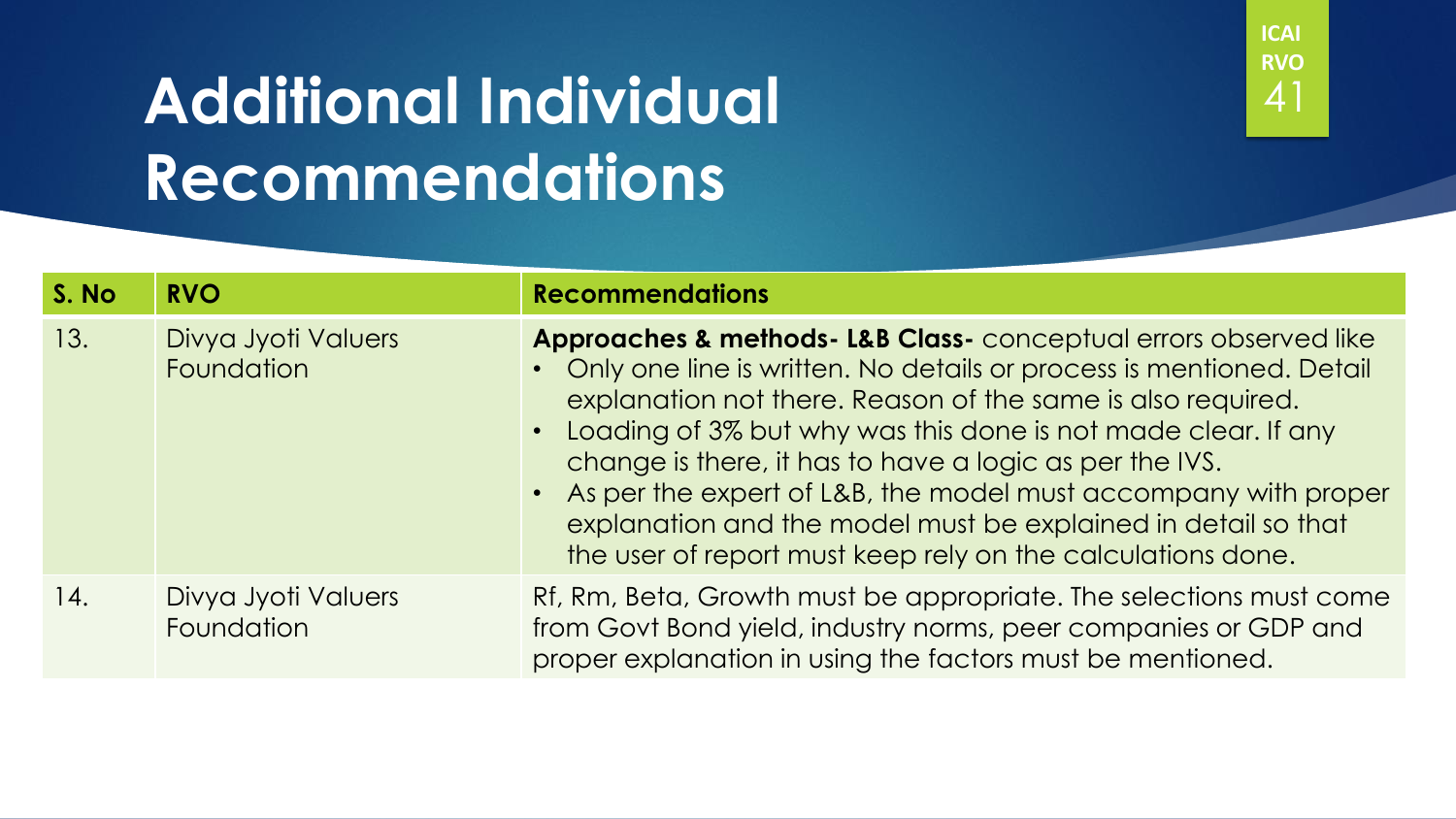# Additional Individual Recommendations

| S. No | RVO | Recommendations |
| --- | --- | --- |
| 13. | Divya Jyoti Valuers Foundation | **Approaches & methods- L&B Class-** conceptual errors observed like<br>• Only one line is written. No details or process is mentioned. Detail explanation not there. Reason of the same is also required.<br>• Loading of 3% but why was this done is not made clear. If any change is there, it has to have a logic as per the IVS.<br>• As per the expert of L&B, the model must accompany with proper explanation and the model must be explained in detail so that the user of report must keep rely on the calculations done. |
| 14. | Divya Jyoti Valuers Foundation | Rf, Rm, Beta, Growth must be appropriate. The selections must come from Govt Bond yield, industry norms, peer companies or GDP and proper explanation in using the factors must be mentioned. |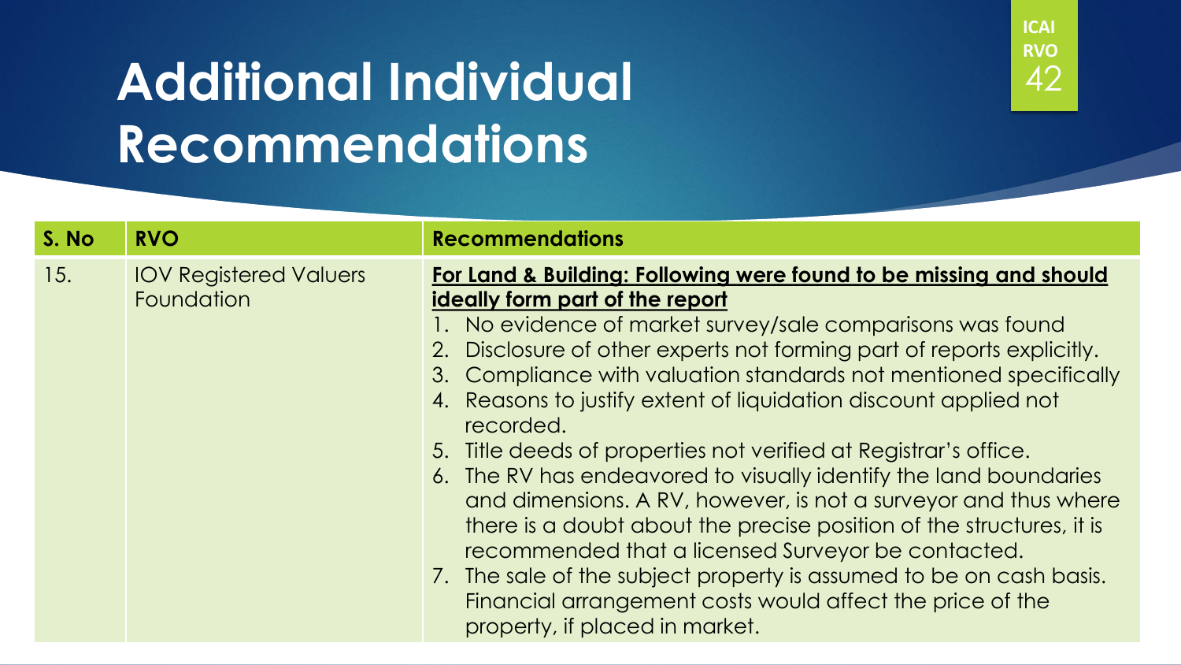# Additional Individual Recommendations

| S. No | RVO | Recommendations |
| --- | --- | --- |
| 15. | IOV Registered Valuers Foundation | **For Land & Building: Following were found to be missing and should ideally form part of the report**<br>1. No evidence of market survey/sale comparisons was found<br>2. Disclosure of other experts not forming part of reports explicitly.<br>3. Compliance with valuation standards not mentioned specifically<br>4. Reasons to justify extent of liquidation discount applied not recorded.<br>5. Title deeds of properties not verified at Registrar's office.<br>6. The RV has endeavored to visually identify the land boundaries and dimensions. A RV, however, is not a surveyor and thus where there is a doubt about the precise position of the structures, it is recommended that a licensed Surveyor be contacted.<br>7. The sale of the subject property is assumed to be on cash basis. Financial arrangement costs would affect the price of the property, if placed in market. |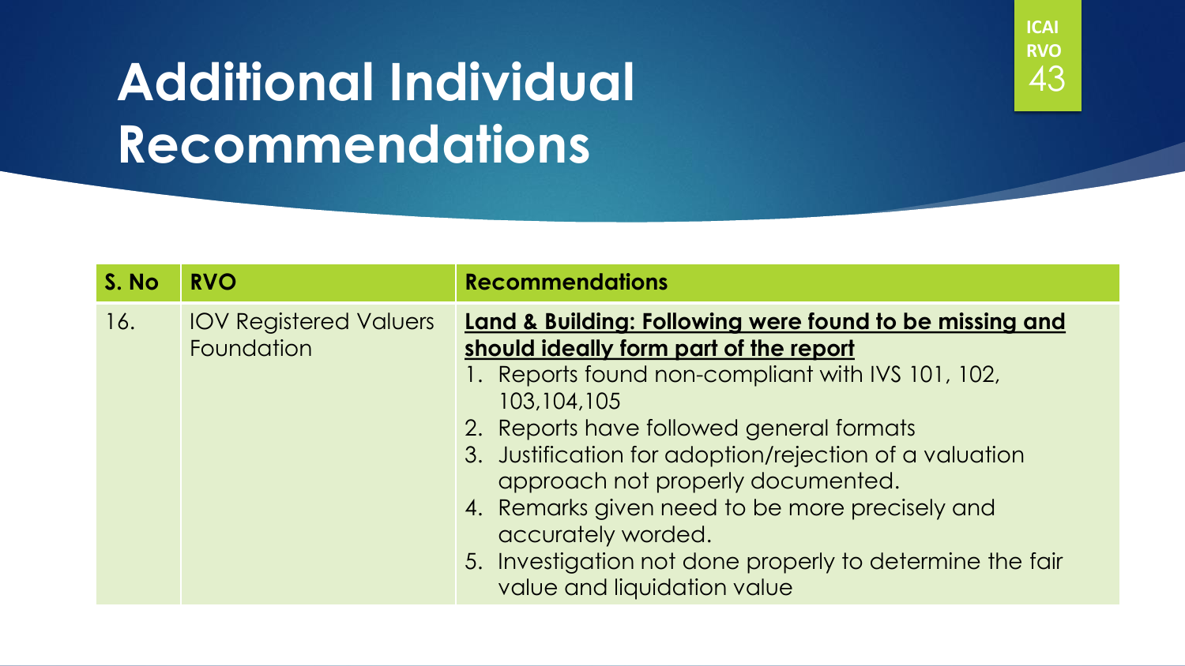# Additional Individual Recommendations

| S. No | RVO | Recommendations |
|---|---|---|
| 16. | IOV Registered Valuers Foundation | **Land & Building: Following were found to be missing and should ideally form part of the report**<br>1. Reports found non-compliant with IVS 101, 102, 103,104,105<br>2. Reports have followed general formats<br>3. Justification for adoption/rejection of a valuation approach not properly documented.<br>4. Remarks given need to be more precisely and accurately worded.<br>5. Investigation not done properly to determine the fair value and liquidation value |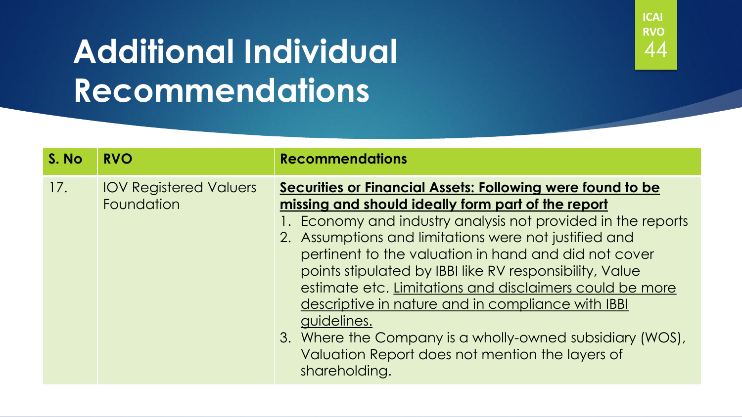# Additional Individual Recommendations

| S. No | RVO | Recommendations |
|---|---|---|
| 17. | IOV Registered Valuers Foundation | **Securities or Financial Assets: Following were found to be missing and should ideally form part of the report**<br>1. Economy and industry analysis not provided in the reports<br>2. Assumptions and limitations were not justified and pertinent to the valuation in hand and did not cover points stipulated by IBBI like RV responsibility, Value estimate etc. Limitations and disclaimers could be more descriptive in nature and in compliance with IBBI guidelines.<br>3. Where the Company is a wholly-owned subsidiary (WOS), Valuation Report does not mention the layers of shareholding. |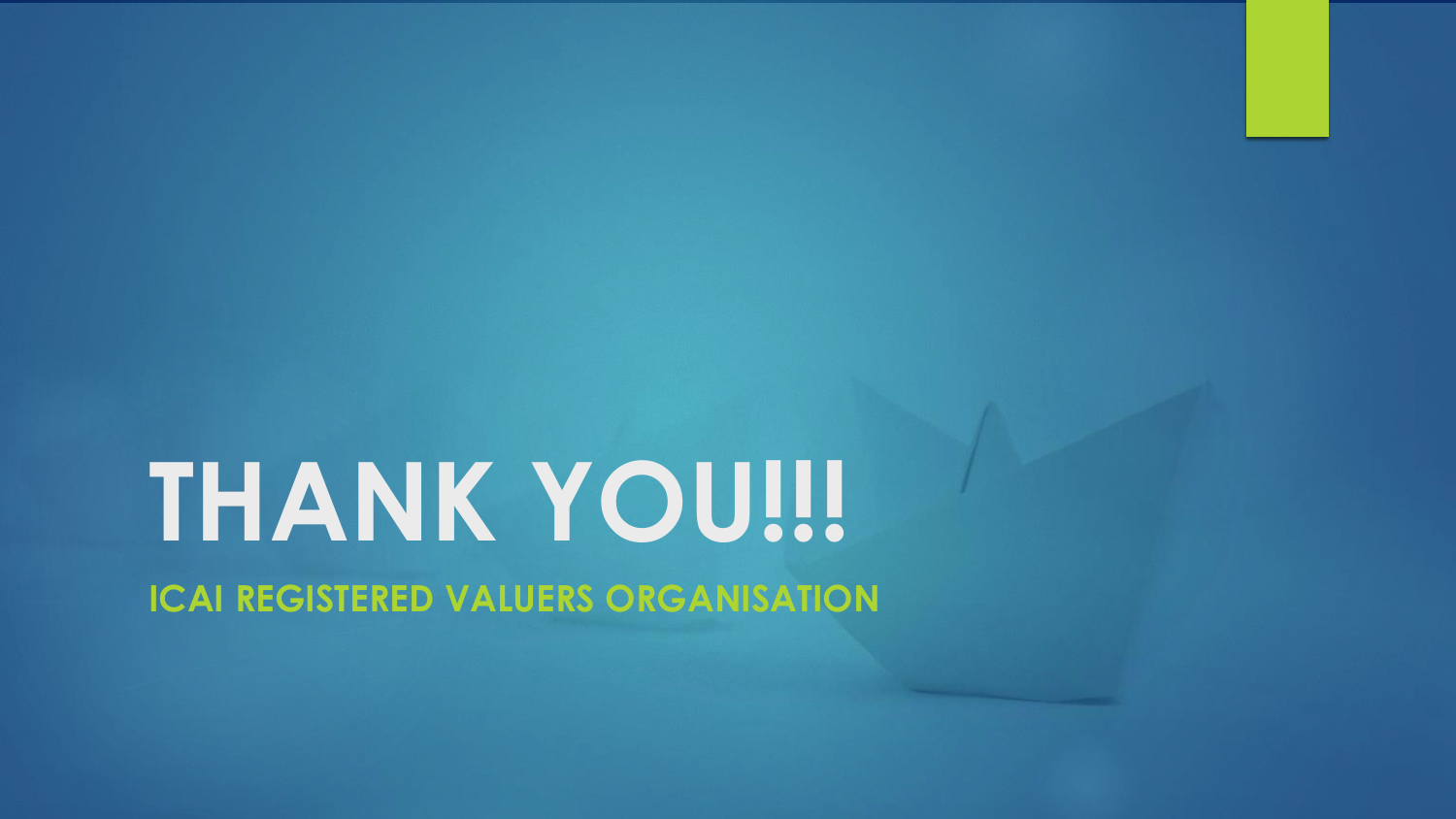# THANK YOU!!!

**ICAI REGISTERED VALUERS ORGANISATION**